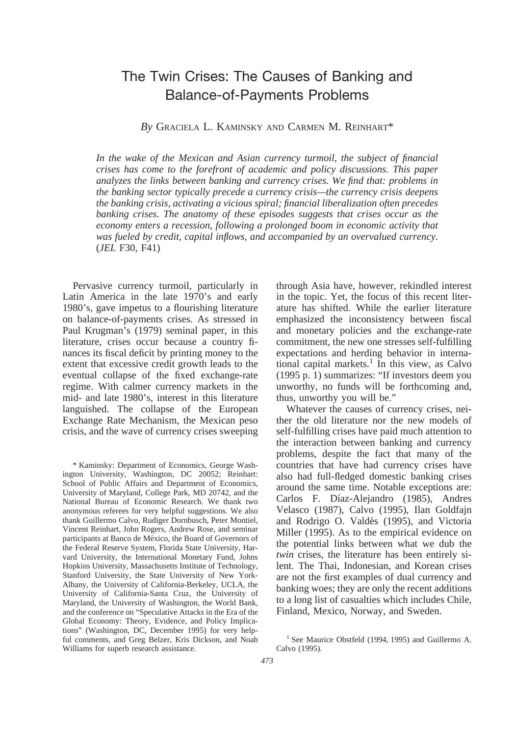# The Twin Crises: The Causes of Banking and Balance-of-Payments Problems

*By* GRACIELA L. KAMINSKY AND CARMEN M. REINHART*

*In the wake of the Mexican and Asian currency turmoil, the subject of financial crises has come to the forefront of academic and policy discussions. This paper analyzes the links between banking and currency crises. We find that: problems in the banking sector typically precede a currency crisis—the currency crisis deepens the banking crisis, activating a vicious spiral; financial liberalization often precedes banking crises. The anatomy of these episodes suggests that crises occur as the economy enters a recession, following a prolonged boom in economic activity that was fueled by credit, capital inflows, and accompanied by an overvalued currency.* (*JEL* F30, F41)

Pervasive currency turmoil, particularly in Latin America in the late 1970's and early 1980's, gave impetus to a flourishing literature on balance-of-payments crises. As stressed in Paul Krugman's (1979) seminal paper, in this literature, crises occur because a country finances its fiscal deficit by printing money to the extent that excessive credit growth leads to the eventual collapse of the fixed exchange-rate regime. With calmer currency markets in the mid- and late 1980's, interest in this literature languished. The collapse of the European Exchange Rate Mechanism, the Mexican peso crisis, and the wave of currency crises sweeping through Asia have, however, rekindled interest in the topic. Yet, the focus of this recent literature has shifted. While the earlier literature emphasized the inconsistency between fiscal and monetary policies and the exchange-rate commitment, the new one stresses self-fulfilling expectations and herding behavior in international capital markets.[1] In this view, as Calvo (1995 p. 1) summarizes: "If investors deem you unworthy, no funds will be forthcoming and, thus, unworthy you will be."

Whatever the causes of currency crises, neither the old literature nor the new models of self-fulfilling crises have paid much attention to the interaction between banking and currency problems, despite the fact that many of the countries that have had currency crises have also had full-fledged domestic banking crises around the same time. Notable exceptions are: Carlos F. Díaz-Alejandro (1985), Andres Velasco (1987), Calvo (1995), Ilan Goldfajn and Rodrigo O. Valdés (1995), and Victoria Miller (1995). As to the empirical evidence on the potential links between what we dub the *twin* crises, the literature has been entirely silent. The Thai, Indonesian, and Korean crises are not the first examples of dual currency and banking woes; they are only the recent additions to a long list of casualties which includes Chile, Finland, Mexico, Norway, and Sweden.

\* Kaminsky: Department of Economics, George Washington University, Washington, DC 20052; Reinhart: School of Public Affairs and Department of Economics, University of Maryland, College Park, MD 20742, and the National Bureau of Economic Research. We thank two anonymous referees for very helpful suggestions. We also thank Guillermo Calvo, Rudiger Dornbusch, Peter Montiel, Vincent Reinhart, John Rogers, Andrew Rose, and seminar participants at Banco de México, the Board of Governors of the Federal Reserve System, Florida State University, Harvard University, the International Monetary Fund, Johns Hopkins University, Massachusetts Institute of Technology, Stanford University, the State University of New York-Albany, the University of California-Berkeley, UCLA, the University of California-Santa Cruz, the University of Maryland, the University of Washington, the World Bank, and the conference on "Speculative Attacks in the Era of the Global Economy: Theory, Evidence, and Policy Implications" (Washington, DC, December 1995) for very helpful comments, and Greg Belzer, Kris Dickson, and Noah Williams for superb research assistance.

[1] See Maurice Obstfeld (1994, 1995) and Guillermo A. Calvo (1995).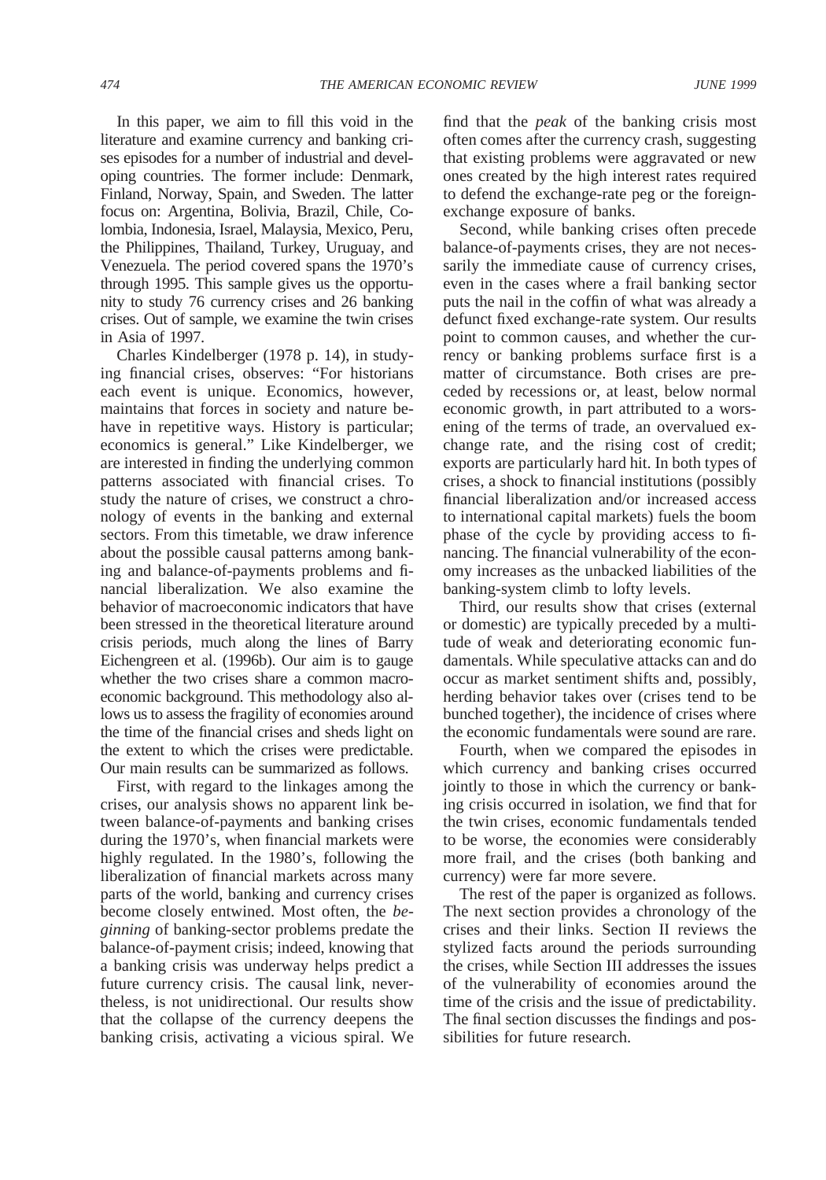In this paper, we aim to fill this void in the literature and examine currency and banking crises episodes for a number of industrial and developing countries. The former include: Denmark, Finland, Norway, Spain, and Sweden. The latter focus on: Argentina, Bolivia, Brazil, Chile, Colombia, Indonesia, Israel, Malaysia, Mexico, Peru, the Philippines, Thailand, Turkey, Uruguay, and Venezuela. The period covered spans the 1970's through 1995. This sample gives us the opportunity to study 76 currency crises and 26 banking crises. Out of sample, we examine the twin crises in Asia of 1997.

Charles Kindelberger (1978 p. 14), in studying financial crises, observes: "For historians each event is unique. Economics, however, maintains that forces in society and nature behave in repetitive ways. History is particular; economics is general." Like Kindelberger, we are interested in finding the underlying common patterns associated with financial crises. To study the nature of crises, we construct a chronology of events in the banking and external sectors. From this timetable, we draw inference about the possible causal patterns among banking and balance-of-payments problems and financial liberalization. We also examine the behavior of macroeconomic indicators that have been stressed in the theoretical literature around crisis periods, much along the lines of Barry Eichengreen et al. (1996b). Our aim is to gauge whether the two crises share a common macroeconomic background. This methodology also allows us to assess the fragility of economies around the time of the financial crises and sheds light on the extent to which the crises were predictable. Our main results can be summarized as follows.

First, with regard to the linkages among the crises, our analysis shows no apparent link between balance-of-payments and banking crises during the 1970's, when financial markets were highly regulated. In the 1980's, following the liberalization of financial markets across many parts of the world, banking and currency crises become closely entwined. Most often, the *beginning* of banking-sector problems predate the balance-of-payment crisis; indeed, knowing that a banking crisis was underway helps predict a future currency crisis. The causal link, nevertheless, is not unidirectional. Our results show that the collapse of the currency deepens the banking crisis, activating a vicious spiral. We find that the *peak* of the banking crisis most often comes after the currency crash, suggesting that existing problems were aggravated or new ones created by the high interest rates required to defend the exchange-rate peg or the foreign-exchange exposure of banks.

Second, while banking crises often precede balance-of-payments crises, they are not necessarily the immediate cause of currency crises, even in the cases where a frail banking sector puts the nail in the coffin of what was already a defunct fixed exchange-rate system. Our results point to common causes, and whether the currency or banking problems surface first is a matter of circumstance. Both crises are preceded by recessions or, at least, below normal economic growth, in part attributed to a worsening of the terms of trade, an overvalued exchange rate, and the rising cost of credit; exports are particularly hard hit. In both types of crises, a shock to financial institutions (possibly financial liberalization and/or increased access to international capital markets) fuels the boom phase of the cycle by providing access to financing. The financial vulnerability of the economy increases as the unbacked liabilities of the banking-system climb to lofty levels.

Third, our results show that crises (external or domestic) are typically preceded by a multitude of weak and deteriorating economic fundamentals. While speculative attacks can and do occur as market sentiment shifts and, possibly, herding behavior takes over (crises tend to be bunched together), the incidence of crises where the economic fundamentals were sound are rare.

Fourth, when we compared the episodes in which currency and banking crises occurred jointly to those in which the currency or banking crisis occurred in isolation, we find that for the twin crises, economic fundamentals tended to be worse, the economies were considerably more frail, and the crises (both banking and currency) were far more severe.

The rest of the paper is organized as follows. The next section provides a chronology of the crises and their links. Section II reviews the stylized facts around the periods surrounding the crises, while Section III addresses the issues of the vulnerability of economies around the time of the crisis and the issue of predictability. The final section discusses the findings and possibilities for future research.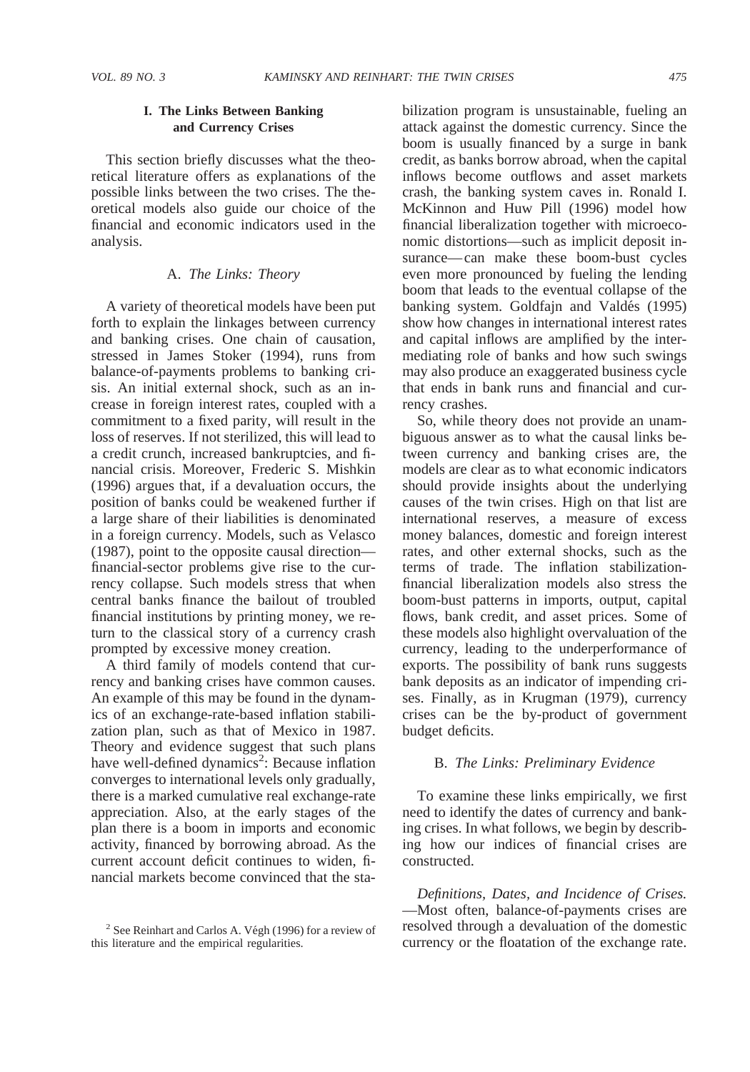## I. The Links Between Banking and Currency Crises

This section briefly discusses what the theoretical literature offers as explanations of the possible links between the two crises. The theoretical models also guide our choice of the financial and economic indicators used in the analysis.

### A. *The Links: Theory*

A variety of theoretical models have been put forth to explain the linkages between currency and banking crises. One chain of causation, stressed in James Stoker (1994), runs from balance-of-payments problems to banking crisis. An initial external shock, such as an increase in foreign interest rates, coupled with a commitment to a fixed parity, will result in the loss of reserves. If not sterilized, this will lead to a credit crunch, increased bankruptcies, and financial crisis. Moreover, Frederic S. Mishkin (1996) argues that, if a devaluation occurs, the position of banks could be weakened further if a large share of their liabilities is denominated in a foreign currency. Models, such as Velasco (1987), point to the opposite causal direction—financial-sector problems give rise to the currency collapse. Such models stress that when central banks finance the bailout of troubled financial institutions by printing money, we return to the classical story of a currency crash prompted by excessive money creation.

A third family of models contend that currency and banking crises have common causes. An example of this may be found in the dynamics of an exchange-rate-based inflation stabilization plan, such as that of Mexico in 1987. Theory and evidence suggest that such plans have well-defined dynamics[2]: Because inflation converges to international levels only gradually, there is a marked cumulative real exchange-rate appreciation. Also, at the early stages of the plan there is a boom in imports and economic activity, financed by borrowing abroad. As the current account deficit continues to widen, financial markets become convinced that the stabilization program is unsustainable, fueling an attack against the domestic currency. Since the boom is usually financed by a surge in bank credit, as banks borrow abroad, when the capital inflows become outflows and asset markets crash, the banking system caves in. Ronald I. McKinnon and Huw Pill (1996) model how financial liberalization together with microeconomic distortions—such as implicit deposit insurance—can make these boom-bust cycles even more pronounced by fueling the lending boom that leads to the eventual collapse of the banking system. Goldfajn and Valdés (1995) show how changes in international interest rates and capital inflows are amplified by the intermediating role of banks and how such swings may also produce an exaggerated business cycle that ends in bank runs and financial and currency crashes.

So, while theory does not provide an unambiguous answer as to what the causal links between currency and banking crises are, the models are clear as to what economic indicators should provide insights about the underlying causes of the twin crises. High on that list are international reserves, a measure of excess money balances, domestic and foreign interest rates, and other external shocks, such as the terms of trade. The inflation stabilization-financial liberalization models also stress the boom-bust patterns in imports, output, capital flows, bank credit, and asset prices. Some of these models also highlight overvaluation of the currency, leading to the underperformance of exports. The possibility of bank runs suggests bank deposits as an indicator of impending crises. Finally, as in Krugman (1979), currency crises can be the by-product of government budget deficits.

### B. *The Links: Preliminary Evidence*

To examine these links empirically, we first need to identify the dates of currency and banking crises. In what follows, we begin by describing how our indices of financial crises are constructed.

*Definitions, Dates, and Incidence of Crises.* —Most often, balance-of-payments crises are resolved through a devaluation of the domestic currency or the floatation of the exchange rate.

[2] See Reinhart and Carlos A. Végh (1996) for a review of this literature and the empirical regularities.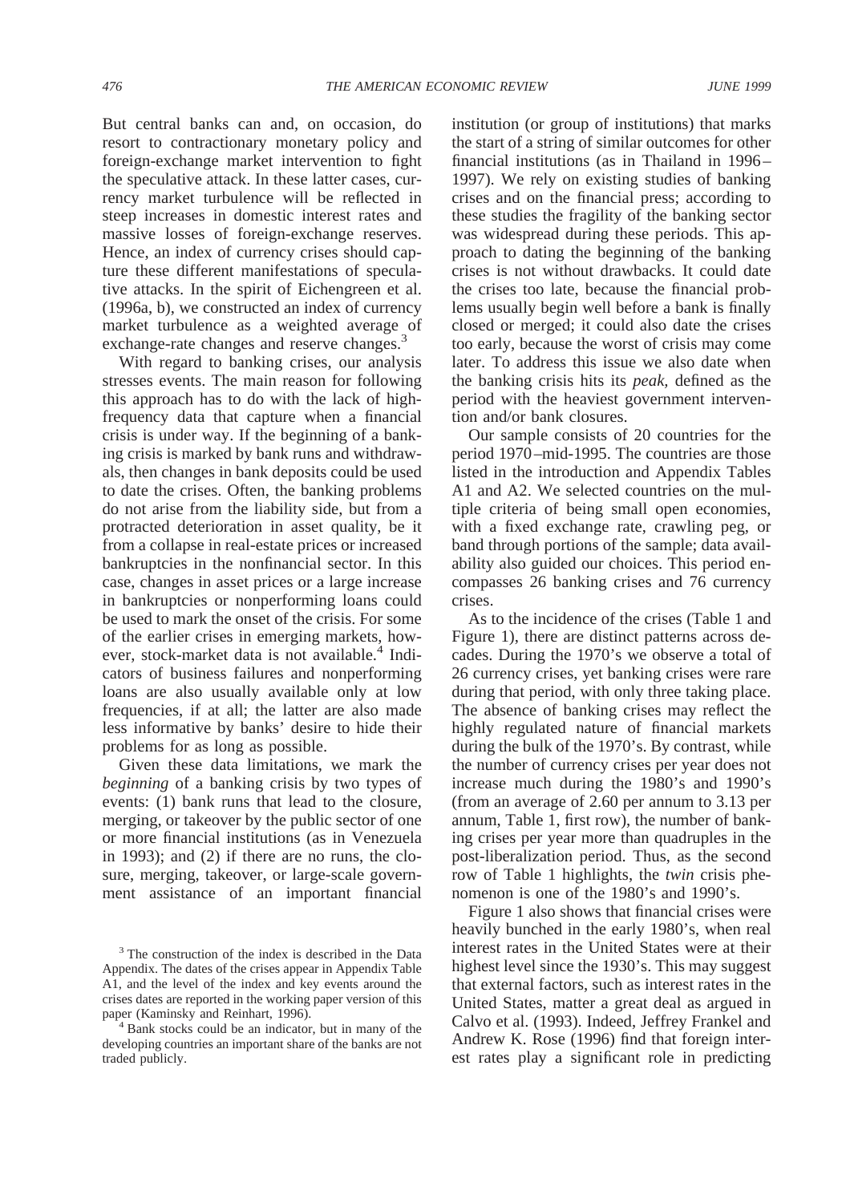But central banks can and, on occasion, do resort to contractionary monetary policy and foreign-exchange market intervention to fight the speculative attack. In these latter cases, currency market turbulence will be reflected in steep increases in domestic interest rates and massive losses of foreign-exchange reserves. Hence, an index of currency crises should capture these different manifestations of speculative attacks. In the spirit of Eichengreen et al. (1996a, b), we constructed an index of currency market turbulence as a weighted average of exchange-rate changes and reserve changes.[3]

With regard to banking crises, our analysis stresses events. The main reason for following this approach has to do with the lack of high-frequency data that capture when a financial crisis is under way. If the beginning of a banking crisis is marked by bank runs and withdrawals, then changes in bank deposits could be used to date the crises. Often, the banking problems do not arise from the liability side, but from a protracted deterioration in asset quality, be it from a collapse in real-estate prices or increased bankruptcies in the nonfinancial sector. In this case, changes in asset prices or a large increase in bankruptcies or nonperforming loans could be used to mark the onset of the crisis. For some of the earlier crises in emerging markets, however, stock-market data is not available.[4] Indicators of business failures and nonperforming loans are also usually available only at low frequencies, if at all; the latter are also made less informative by banks' desire to hide their problems for as long as possible.

Given these data limitations, we mark the *beginning* of a banking crisis by two types of events: (1) bank runs that lead to the closure, merging, or takeover by the public sector of one or more financial institutions (as in Venezuela in 1993); and (2) if there are no runs, the closure, merging, takeover, or large-scale government assistance of an important financial institution (or group of institutions) that marks the start of a string of similar outcomes for other financial institutions (as in Thailand in 1996–1997). We rely on existing studies of banking crises and on the financial press; according to these studies the fragility of the banking sector was widespread during these periods. This approach to dating the beginning of the banking crises is not without drawbacks. It could date the crises too late, because the financial problems usually begin well before a bank is finally closed or merged; it could also date the crises too early, because the worst of crisis may come later. To address this issue we also date when the banking crisis hits its *peak*, defined as the period with the heaviest government intervention and/or bank closures.

Our sample consists of 20 countries for the period 1970–mid-1995. The countries are those listed in the introduction and Appendix Tables A1 and A2. We selected countries on the multiple criteria of being small open economies, with a fixed exchange rate, crawling peg, or band through portions of the sample; data availability also guided our choices. This period encompasses 26 banking crises and 76 currency crises.

As to the incidence of the crises (Table 1 and Figure 1), there are distinct patterns across decades. During the 1970's we observe a total of 26 currency crises, yet banking crises were rare during that period, with only three taking place. The absence of banking crises may reflect the highly regulated nature of financial markets during the bulk of the 1970's. By contrast, while the number of currency crises per year does not increase much during the 1980's and 1990's (from an average of 2.60 per annum to 3.13 per annum, Table 1, first row), the number of banking crises per year more than quadruples in the post-liberalization period. Thus, as the second row of Table 1 highlights, the *twin* crisis phenomenon is one of the 1980's and 1990's.

Figure 1 also shows that financial crises were heavily bunched in the early 1980's, when real interest rates in the United States were at their highest level since the 1930's. This may suggest that external factors, such as interest rates in the United States, matter a great deal as argued in Calvo et al. (1993). Indeed, Jeffrey Frankel and Andrew K. Rose (1996) find that foreign interest rates play a significant role in predicting

[3] The construction of the index is described in the Data Appendix. The dates of the crises appear in Appendix Table A1, and the level of the index and key events around the crises dates are reported in the working paper version of this paper (Kaminsky and Reinhart, 1996).

[4] Bank stocks could be an indicator, but in many of the developing countries an important share of the banks are not traded publicly.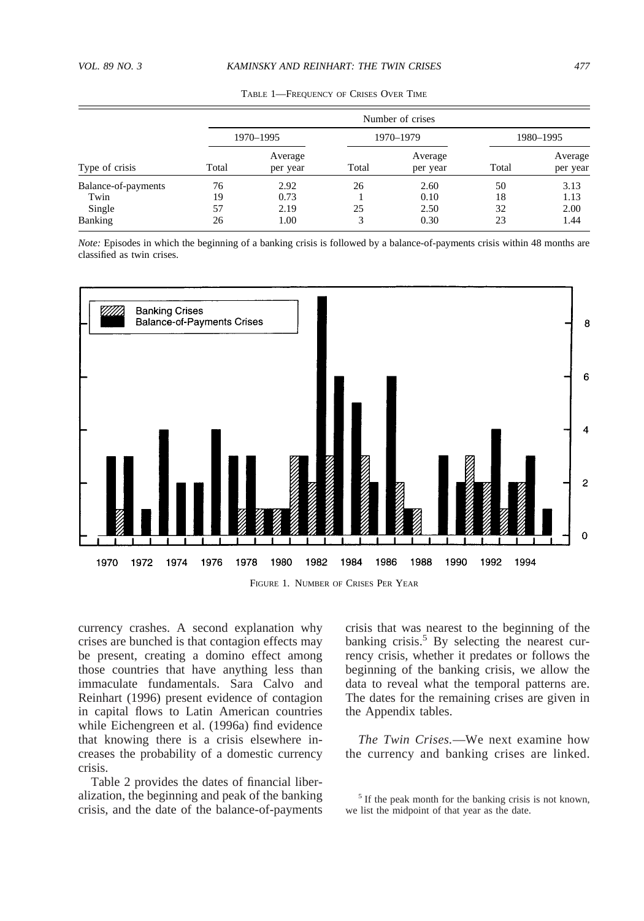TABLE 1—FREQUENCY OF CRISES OVER TIME

| | Number of crises | | | | | |
|---|---|---|---|---|---|---|
| | 1970–1995 | | 1970–1979 | | 1980–1995 | |
| Type of crisis | Total | Average per year | Total | Average per year | Total | Average per year |
| Balance-of-payments | 76 | 2.92 | 26 | 2.60 | 50 | 3.13 |
| Twin | 19 | 0.73 | 1 | 0.10 | 18 | 1.13 |
| Single | 57 | 2.19 | 25 | 2.50 | 32 | 2.00 |
| Banking | 26 | 1.00 | 3 | 0.30 | 23 | 1.44 |

*Note:* Episodes in which the beginning of a banking crisis is followed by a balance-of-payments crisis within 48 months are classified as twin crises.

FIGURE 1. NUMBER OF CRISES PER YEAR

currency crashes. A second explanation why crises are bunched is that contagion effects may be present, creating a domino effect among those countries that have anything less than immaculate fundamentals. Sara Calvo and Reinhart (1996) present evidence of contagion in capital flows to Latin American countries while Eichengreen et al. (1996a) find evidence that knowing there is a crisis elsewhere increases the probability of a domestic currency crisis.

Table 2 provides the dates of financial liberalization, the beginning and peak of the banking crisis, and the date of the balance-of-payments crisis that was nearest to the beginning of the banking crisis.[5] By selecting the nearest currency crisis, whether it predates or follows the beginning of the banking crisis, we allow the data to reveal what the temporal patterns are. The dates for the remaining crises are given in the Appendix tables.

*The Twin Crises.*—We next examine how the currency and banking crises are linked.

[5] If the peak month for the banking crisis is not known, we list the midpoint of that year as the date.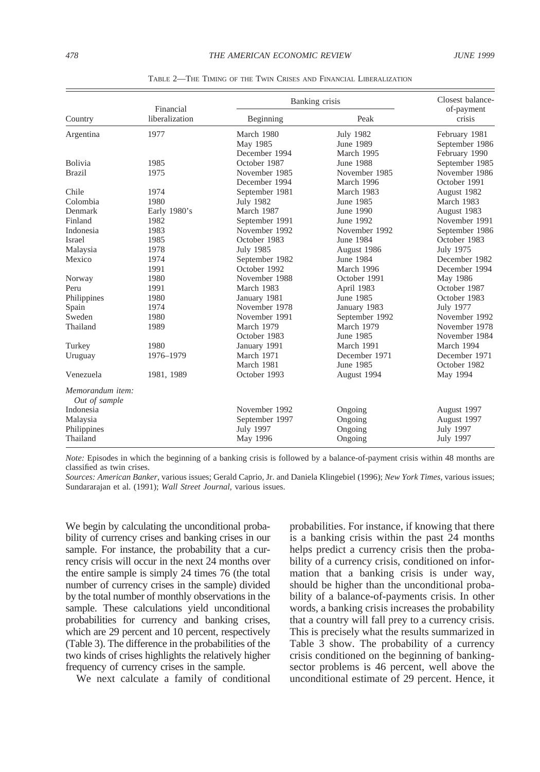TABLE 2—THE TIMING OF THE TWIN CRISES AND FINANCIAL LIBERALIZATION

| Country | Financial liberalization | Banking crisis: Beginning | Banking crisis: Peak | Closest balance-of-payment crisis |
|---|---|---|---|---|
| Argentina | 1977 | March 1980 | July 1982 | February 1981 |
| | | May 1985 | June 1989 | September 1986 |
| | | December 1994 | March 1995 | February 1990 |
| Bolivia | 1985 | October 1987 | June 1988 | September 1985 |
| Brazil | 1975 | November 1985 | November 1985 | November 1986 |
| | | December 1994 | March 1996 | October 1991 |
| Chile | 1974 | September 1981 | March 1983 | August 1982 |
| Colombia | 1980 | July 1982 | June 1985 | March 1983 |
| Denmark | Early 1980's | March 1987 | June 1990 | August 1983 |
| Finland | 1982 | September 1991 | June 1992 | November 1991 |
| Indonesia | 1983 | November 1992 | November 1992 | September 1986 |
| Israel | 1985 | October 1983 | June 1984 | October 1983 |
| Malaysia | 1978 | July 1985 | August 1986 | July 1975 |
| Mexico | 1974 | September 1982 | June 1984 | December 1982 |
| | 1991 | October 1992 | March 1996 | December 1994 |
| Norway | 1980 | November 1988 | October 1991 | May 1986 |
| Peru | 1991 | March 1983 | April 1983 | October 1987 |
| Philippines | 1980 | January 1981 | June 1985 | October 1983 |
| Spain | 1974 | November 1978 | January 1983 | July 1977 |
| Sweden | 1980 | November 1991 | September 1992 | November 1992 |
| Thailand | 1989 | March 1979 | March 1979 | November 1978 |
| | | October 1983 | June 1985 | November 1984 |
| Turkey | 1980 | January 1991 | March 1991 | March 1994 |
| Uruguay | 1976–1979 | March 1971 | December 1971 | December 1971 |
| | | March 1981 | June 1985 | October 1982 |
| Venezuela | 1981, 1989 | October 1993 | August 1994 | May 1994 |
| *Memorandum item: Out of sample* | | | | |
| Indonesia | | November 1992 | Ongoing | August 1997 |
| Malaysia | | September 1997 | Ongoing | August 1997 |
| Philippines | | July 1997 | Ongoing | July 1997 |
| Thailand | | May 1996 | Ongoing | July 1997 |

*Note:* Episodes in which the beginning of a banking crisis is followed by a balance-of-payment crisis within 48 months are classified as twin crises.

*Sources: American Banker*, various issues; Gerald Caprio, Jr. and Daniela Klingebiel (1996); *New York Times*, various issues; Sundararajan et al. (1991); *Wall Street Journal*, various issues.

We begin by calculating the unconditional probability of currency crises and banking crises in our sample. For instance, the probability that a currency crisis will occur in the next 24 months over the entire sample is simply 24 times 76 (the total number of currency crises in the sample) divided by the total number of monthly observations in the sample. These calculations yield unconditional probabilities for currency and banking crises, which are 29 percent and 10 percent, respectively (Table 3). The difference in the probabilities of the two kinds of crises highlights the relatively higher frequency of currency crises in the sample.

We next calculate a family of conditional probabilities. For instance, if knowing that there is a banking crisis within the past 24 months helps predict a currency crisis then the probability of a currency crisis, conditioned on information that a banking crisis is under way, should be higher than the unconditional probability of a balance-of-payments crisis. In other words, a banking crisis increases the probability that a country will fall prey to a currency crisis. This is precisely what the results summarized in Table 3 show. The probability of a currency crisis conditioned on the beginning of banking-sector problems is 46 percent, well above the unconditional estimate of 29 percent. Hence, it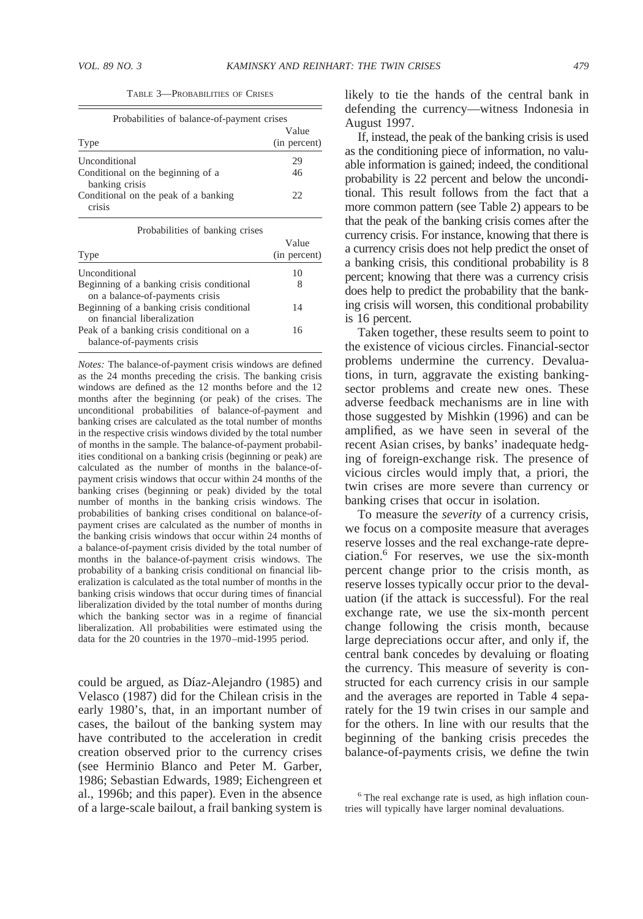TABLE 3—PROBABILITIES OF CRISES

| Probabilities of balance-of-payment crises | |
|---|---|
| Type | Value (in percent) |
| Unconditional | 29 |
| Conditional on the beginning of a banking crisis | 46 |
| Conditional on the peak of a banking crisis | 22 |

| Probabilities of banking crises | |
|---|---|
| Type | Value (in percent) |
| Unconditional | 10 |
| Beginning of a banking crisis conditional on a balance-of-payments crisis | 8 |
| Beginning of a banking crisis conditional on financial liberalization | 14 |
| Peak of a banking crisis conditional on a balance-of-payments crisis | 16 |

*Notes:* The balance-of-payment crisis windows are defined as the 24 months preceding the crisis. The banking crisis windows are defined as the 12 months before and the 12 months after the beginning (or peak) of the crises. The unconditional probabilities of balance-of-payment and banking crises are calculated as the total number of months in the respective crisis windows divided by the total number of months in the sample. The balance-of-payment probabilities conditional on a banking crisis (beginning or peak) are calculated as the number of months in the balance-of-payment crisis windows that occur within 24 months of the banking crises (beginning or peak) divided by the total number of months in the banking crisis windows. The probabilities of banking crises conditional on balance-of-payment crises are calculated as the number of months in the banking crisis windows that occur within 24 months of a balance-of-payment crisis divided by the total number of months in the balance-of-payment crisis windows. The probability of a banking crisis conditional on financial liberalization is calculated as the total number of months in the banking crisis windows that occur during times of financial liberalization divided by the total number of months during which the banking sector was in a regime of financial liberalization. All probabilities were estimated using the data for the 20 countries in the 1970–mid-1995 period.

could be argued, as Díaz-Alejandro (1985) and Velasco (1987) did for the Chilean crisis in the early 1980's, that, in an important number of cases, the bailout of the banking system may have contributed to the acceleration in credit creation observed prior to the currency crises (see Herminio Blanco and Peter M. Garber, 1986; Sebastian Edwards, 1989; Eichengreen et al., 1996b; and this paper). Even in the absence of a large-scale bailout, a frail banking system is likely to tie the hands of the central bank in defending the currency—witness Indonesia in August 1997.

If, instead, the peak of the banking crisis is used as the conditioning piece of information, no valuable information is gained; indeed, the conditional probability is 22 percent and below the unconditional. This result follows from the fact that a more common pattern (see Table 2) appears to be that the peak of the banking crisis comes after the currency crisis. For instance, knowing that there is a currency crisis does not help predict the onset of a banking crisis, this conditional probability is 8 percent; knowing that there was a currency crisis does help to predict the probability that the banking crisis will worsen, this conditional probability is 16 percent.

Taken together, these results seem to point to the existence of vicious circles. Financial-sector problems undermine the currency. Devaluations, in turn, aggravate the existing banking-sector problems and create new ones. These adverse feedback mechanisms are in line with those suggested by Mishkin (1996) and can be amplified, as we have seen in several of the recent Asian crises, by banks' inadequate hedging of foreign-exchange risk. The presence of vicious circles would imply that, a priori, the twin crises are more severe than currency or banking crises that occur in isolation.

To measure the *severity* of a currency crisis, we focus on a composite measure that averages reserve losses and the real exchange-rate depreciation.[6] For reserves, we use the six-month percent change prior to the crisis month, as reserve losses typically occur prior to the devaluation (if the attack is successful). For the real exchange rate, we use the six-month percent change following the crisis month, because large depreciations occur after, and only if, the central bank concedes by devaluing or floating the currency. This measure of severity is constructed for each currency crisis in our sample and the averages are reported in Table 4 separately for the 19 twin crises in our sample and for the others. In line with our results that the beginning of the banking crisis precedes the balance-of-payments crisis, we define the twin

[6] The real exchange rate is used, as high inflation countries will typically have larger nominal devaluations.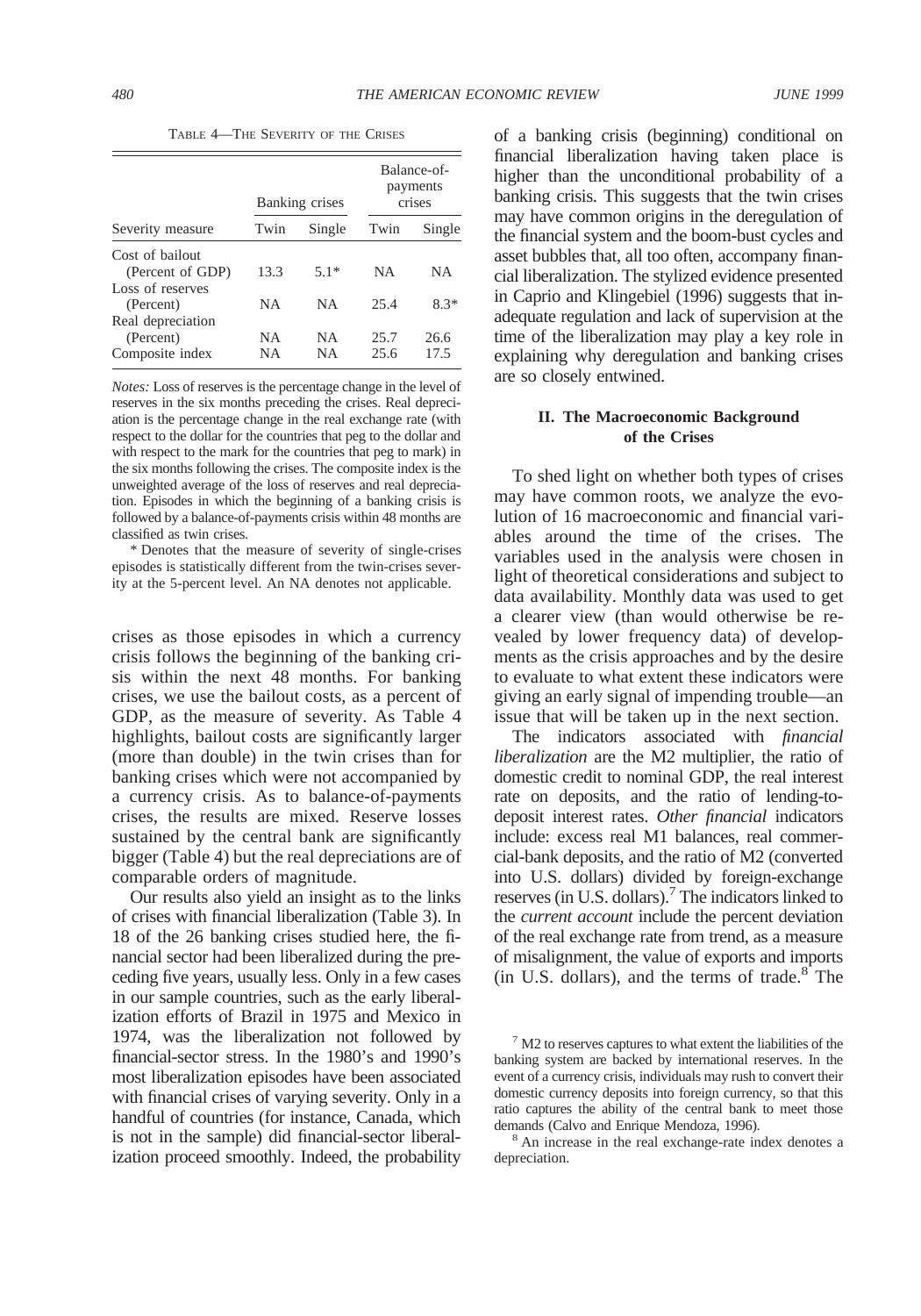TABLE 4—THE SEVERITY OF THE CRISES

| Severity measure | Banking crises | | Balance-of-payments crises | |
|---|---|---|---|---|
| | Twin | Single | Twin | Single |
| Cost of bailout (Percent of GDP) | 13.3 | 5.1* | NA | NA |
| Loss of reserves (Percent) | NA | NA | 25.4 | 8.3* |
| Real depreciation (Percent) | NA | NA | 25.7 | 26.6 |
| Composite index | NA | NA | 25.6 | 17.5 |

*Notes:* Loss of reserves is the percentage change in the level of reserves in the six months preceding the crises. Real depreciation is the percentage change in the real exchange rate (with respect to the dollar for the countries that peg to the dollar and with respect to the mark for the countries that peg to mark) in the six months following the crises. The composite index is the unweighted average of the loss of reserves and real depreciation. Episodes in which the beginning of a banking crisis is followed by a balance-of-payments crisis within 48 months are classified as twin crises.

\* Denotes that the measure of severity of single-crises episodes is statistically different from the twin-crises severity at the 5-percent level. An NA denotes not applicable.

crises as those episodes in which a currency crisis follows the beginning of the banking crisis within the next 48 months. For banking crises, we use the bailout costs, as a percent of GDP, as the measure of severity. As Table 4 highlights, bailout costs are significantly larger (more than double) in the twin crises than for banking crises which were not accompanied by a currency crisis. As to balance-of-payments crises, the results are mixed. Reserve losses sustained by the central bank are significantly bigger (Table 4) but the real depreciations are of comparable orders of magnitude.

Our results also yield an insight as to the links of crises with financial liberalization (Table 3). In 18 of the 26 banking crises studied here, the financial sector had been liberalized during the preceding five years, usually less. Only in a few cases in our sample countries, such as the early liberalization efforts of Brazil in 1975 and Mexico in 1974, was the liberalization not followed by financial-sector stress. In the 1980's and 1990's most liberalization episodes have been associated with financial crises of varying severity. Only in a handful of countries (for instance, Canada, which is not in the sample) did financial-sector liberalization proceed smoothly. Indeed, the probability of a banking crisis (beginning) conditional on financial liberalization having taken place is higher than the unconditional probability of a banking crisis. This suggests that the twin crises may have common origins in the deregulation of the financial system and the boom-bust cycles and asset bubbles that, all too often, accompany financial liberalization. The stylized evidence presented in Caprio and Klingebiel (1996) suggests that inadequate regulation and lack of supervision at the time of the liberalization may play a key role in explaining why deregulation and banking crises are so closely entwined.

## II. The Macroeconomic Background of the Crises

To shed light on whether both types of crises may have common roots, we analyze the evolution of 16 macroeconomic and financial variables around the time of the crises. The variables used in the analysis were chosen in light of theoretical considerations and subject to data availability. Monthly data was used to get a clearer view (than would otherwise be revealed by lower frequency data) of developments as the crisis approaches and by the desire to evaluate to what extent these indicators were giving an early signal of impending trouble—an issue that will be taken up in the next section.

The indicators associated with *financial liberalization* are the M2 multiplier, the ratio of domestic credit to nominal GDP, the real interest rate on deposits, and the ratio of lending-to-deposit interest rates. *Other financial* indicators include: excess real M1 balances, real commercial-bank deposits, and the ratio of M2 (converted into U.S. dollars) divided by foreign-exchange reserves (in U.S. dollars).[7] The indicators linked to the *current account* include the percent deviation of the real exchange rate from trend, as a measure of misalignment, the value of exports and imports (in U.S. dollars), and the terms of trade.[8] The

[7] M2 to reserves captures to what extent the liabilities of the banking system are backed by international reserves. In the event of a currency crisis, individuals may rush to convert their domestic currency deposits into foreign currency, so that this ratio captures the ability of the central bank to meet those demands (Calvo and Enrique Mendoza, 1996).

[8] An increase in the real exchange-rate index denotes a depreciation.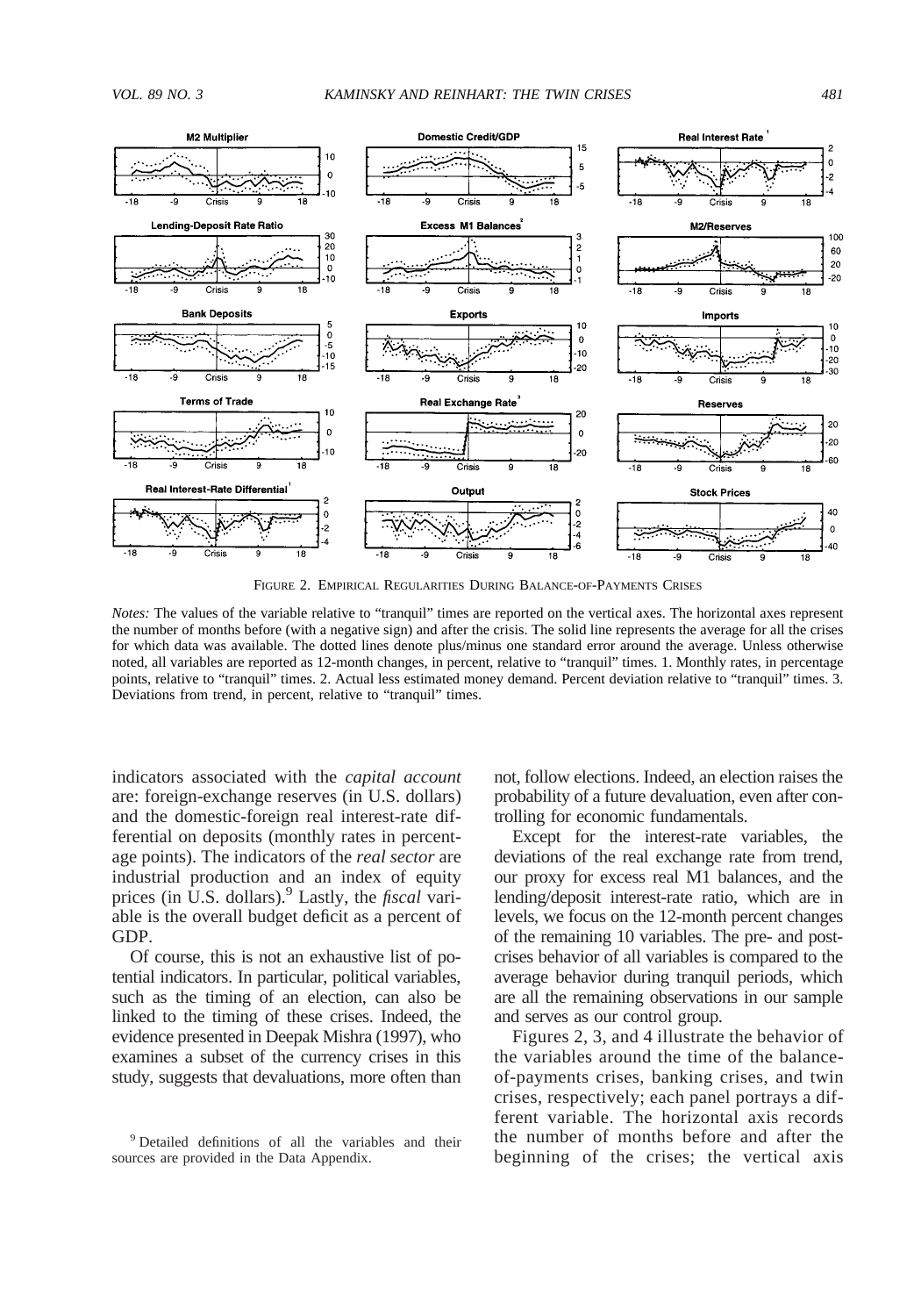FIGURE 2. EMPIRICAL REGULARITIES DURING BALANCE-OF-PAYMENTS CRISES

*Notes:* The values of the variable relative to "tranquil" times are reported on the vertical axes. The horizontal axes represent the number of months before (with a negative sign) and after the crisis. The solid line represents the average for all the crises for which data was available. The dotted lines denote plus/minus one standard error around the average. Unless otherwise noted, all variables are reported as 12-month changes, in percent, relative to "tranquil" times. 1. Monthly rates, in percentage points, relative to "tranquil" times. 2. Actual less estimated money demand. Percent deviation relative to "tranquil" times. 3. Deviations from trend, in percent, relative to "tranquil" times.

indicators associated with the *capital account* are: foreign-exchange reserves (in U.S. dollars) and the domestic-foreign real interest-rate differential on deposits (monthly rates in percentage points). The indicators of the *real sector* are industrial production and an index of equity prices (in U.S. dollars).[9] Lastly, the *fiscal* variable is the overall budget deficit as a percent of GDP.

Of course, this is not an exhaustive list of potential indicators. In particular, political variables, such as the timing of an election, can also be linked to the timing of these crises. Indeed, the evidence presented in Deepak Mishra (1997), who examines a subset of the currency crises in this study, suggests that devaluations, more often than not, follow elections. Indeed, an election raises the probability of a future devaluation, even after controlling for economic fundamentals.

Except for the interest-rate variables, the deviations of the real exchange rate from trend, our proxy for excess real M1 balances, and the lending/deposit interest-rate ratio, which are in levels, we focus on the 12-month percent changes of the remaining 10 variables. The pre- and post-crises behavior of all variables is compared to the average behavior during tranquil periods, which are all the remaining observations in our sample and serves as our control group.

Figures 2, 3, and 4 illustrate the behavior of the variables around the time of the balance-of-payments crises, banking crises, and twin crises, respectively; each panel portrays a different variable. The horizontal axis records the number of months before and after the beginning of the crises; the vertical axis

[9] Detailed definitions of all the variables and their sources are provided in the Data Appendix.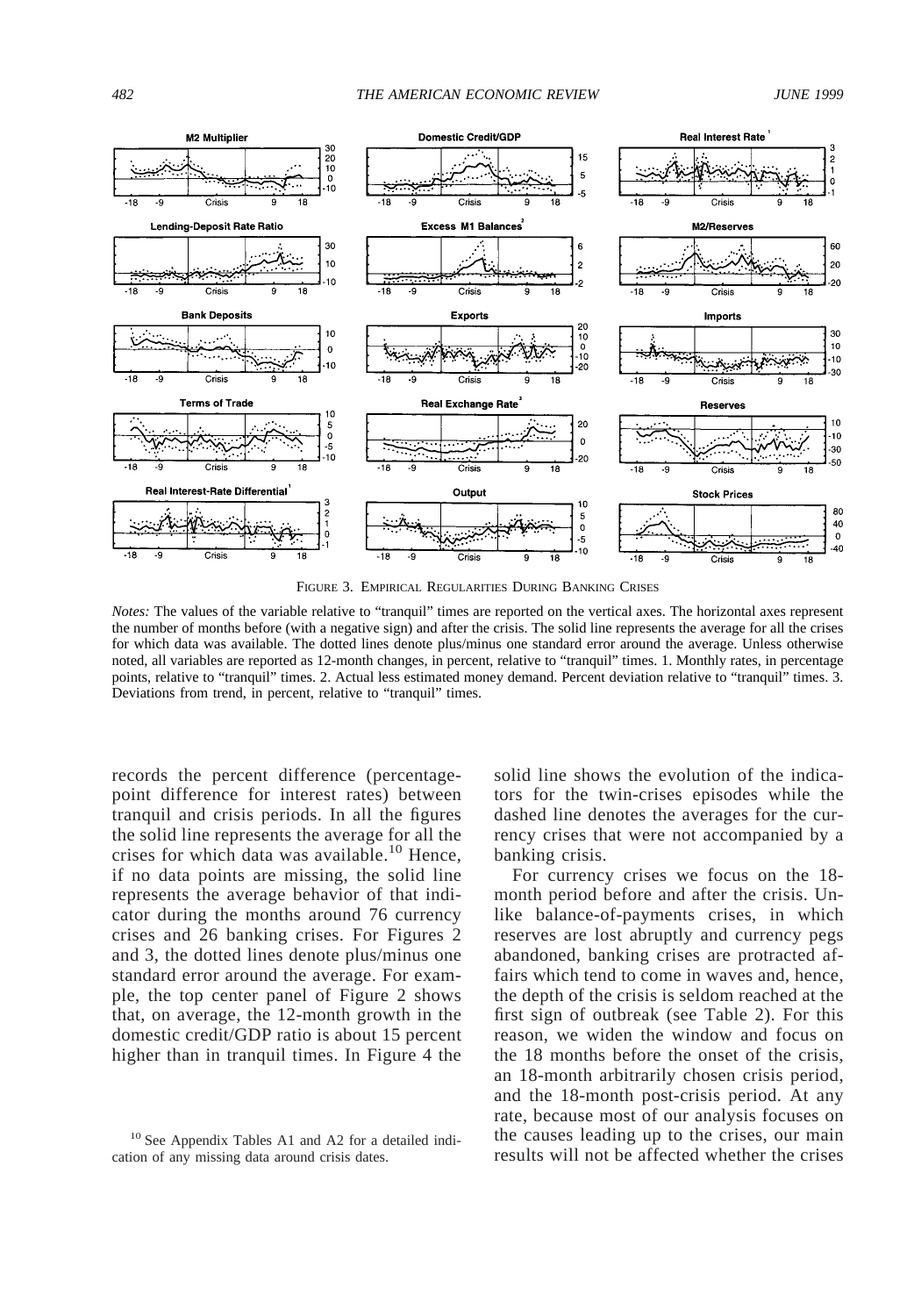FIGURE 3. EMPIRICAL REGULARITIES DURING BANKING CRISES

*Notes:* The values of the variable relative to "tranquil" times are reported on the vertical axes. The horizontal axes represent the number of months before (with a negative sign) and after the crisis. The solid line represents the average for all the crises for which data was available. The dotted lines denote plus/minus one standard error around the average. Unless otherwise noted, all variables are reported as 12-month changes, in percent, relative to "tranquil" times. 1. Monthly rates, in percentage points, relative to "tranquil" times. 2. Actual less estimated money demand. Percent deviation relative to "tranquil" times. 3. Deviations from trend, in percent, relative to "tranquil" times.

records the percent difference (percentage-point difference for interest rates) between tranquil and crisis periods. In all the figures the solid line represents the average for all the crises for which data was available.[10] Hence, if no data points are missing, the solid line represents the average behavior of that indicator during the months around 76 currency crises and 26 banking crises. For Figures 2 and 3, the dotted lines denote plus/minus one standard error around the average. For example, the top center panel of Figure 2 shows that, on average, the 12-month growth in the domestic credit/GDP ratio is about 15 percent higher than in tranquil times. In Figure 4 the solid line shows the evolution of the indicators for the twin-crises episodes while the dashed line denotes the averages for the currency crises that were not accompanied by a banking crisis.

For currency crises we focus on the 18-month period before and after the crisis. Unlike balance-of-payments crises, in which reserves are lost abruptly and currency pegs abandoned, banking crises are protracted affairs which tend to come in waves and, hence, the depth of the crisis is seldom reached at the first sign of outbreak (see Table 2). For this reason, we widen the window and focus on the 18 months before the onset of the crisis, an 18-month arbitrarily chosen crisis period, and the 18-month post-crisis period. At any rate, because most of our analysis focuses on the causes leading up to the crises, our main results will not be affected whether the crises

[10] See Appendix Tables A1 and A2 for a detailed indication of any missing data around crisis dates.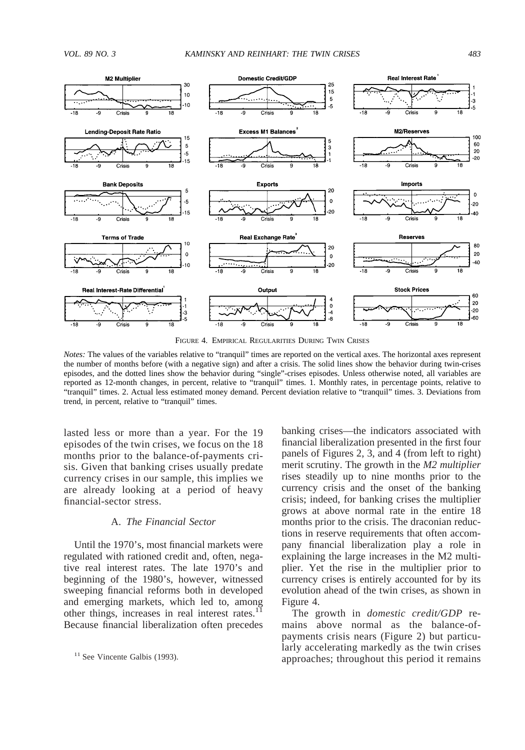FIGURE 4. EMPIRICAL REGULARITIES DURING TWIN CRISES

*Notes:* The values of the variables relative to "tranquil" times are reported on the vertical axes. The horizontal axes represent the number of months before (with a negative sign) and after a crisis. The solid lines show the behavior during twin-crises episodes, and the dotted lines show the behavior during "single"-crises episodes. Unless otherwise noted, all variables are reported as 12-month changes, in percent, relative to "tranquil" times. 1. Monthly rates, in percentage points, relative to "tranquil" times. 2. Actual less estimated money demand. Percent deviation relative to "tranquil" times. 3. Deviations from trend, in percent, relative to "tranquil" times.

lasted less or more than a year. For the 19 episodes of the twin crises, we focus on the 18 months prior to the balance-of-payments crisis. Given that banking crises usually predate currency crises in our sample, this implies we are already looking at a period of heavy financial-sector stress.

### A. *The Financial Sector*

Until the 1970's, most financial markets were regulated with rationed credit and, often, negative real interest rates. The late 1970's and beginning of the 1980's, however, witnessed sweeping financial reforms both in developed and emerging markets, which led to, among other things, increases in real interest rates.[11] Because financial liberalization often precedes banking crises—the indicators associated with financial liberalization presented in the first four panels of Figures 2, 3, and 4 (from left to right) merit scrutiny. The growth in the *M2 multiplier* rises steadily up to nine months prior to the currency crisis and the onset of the banking crisis; indeed, for banking crises the multiplier grows at above normal rate in the entire 18 months prior to the crisis. The draconian reductions in reserve requirements that often accompany financial liberalization play a role in explaining the large increases in the M2 multiplier. Yet the rise in the multiplier prior to currency crises is entirely accounted for by its evolution ahead of the twin crises, as shown in Figure 4.

The growth in *domestic credit/GDP* remains above normal as the balance-of-payments crisis nears (Figure 2) but particularly accelerating markedly as the twin crises approaches; throughout this period it remains

[11] See Vincente Galbis (1993).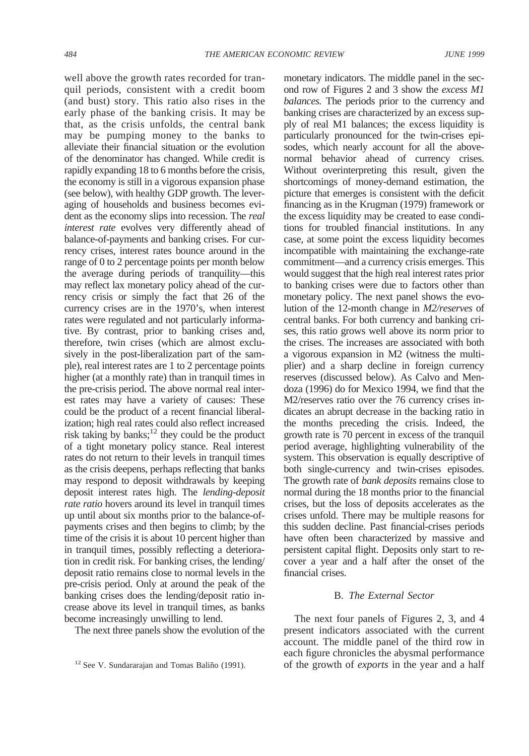well above the growth rates recorded for tranquil periods, consistent with a credit boom (and bust) story. This ratio also rises in the early phase of the banking crisis. It may be that, as the crisis unfolds, the central bank may be pumping money to the banks to alleviate their financial situation or the evolution of the denominator has changed. While credit is rapidly expanding 18 to 6 months before the crisis, the economy is still in a vigorous expansion phase (see below), with healthy GDP growth. The leveraging of households and business becomes evident as the economy slips into recession. The *real interest rate* evolves very differently ahead of balance-of-payments and banking crises. For currency crises, interest rates bounce around in the range of 0 to 2 percentage points per month below the average during periods of tranquility—this may reflect lax monetary policy ahead of the currency crisis or simply the fact that 26 of the currency crises are in the 1970's, when interest rates were regulated and not particularly informative. By contrast, prior to banking crises and, therefore, twin crises (which are almost exclusively in the post-liberalization part of the sample), real interest rates are 1 to 2 percentage points higher (at a monthly rate) than in tranquil times in the pre-crisis period. The above normal real interest rates may have a variety of causes: These could be the product of a recent financial liberalization; high real rates could also reflect increased risk taking by banks;[12] they could be the product of a tight monetary policy stance. Real interest rates do not return to their levels in tranquil times as the crisis deepens, perhaps reflecting that banks may respond to deposit withdrawals by keeping deposit interest rates high. The *lending-deposit rate ratio* hovers around its level in tranquil times up until about six months prior to the balance-of-payments crises and then begins to climb; by the time of the crisis it is about 10 percent higher than in tranquil times, possibly reflecting a deterioration in credit risk. For banking crises, the lending/deposit ratio remains close to normal levels in the pre-crisis period. Only at around the peak of the banking crises does the lending/deposit ratio increase above its level in tranquil times, as banks become increasingly unwilling to lend.

The next three panels show the evolution of the monetary indicators. The middle panel in the second row of Figures 2 and 3 show the *excess M1 balances.* The periods prior to the currency and banking crises are characterized by an excess supply of real M1 balances; the excess liquidity is particularly pronounced for the twin-crises episodes, which nearly account for all the above-normal behavior ahead of currency crises. Without overinterpreting this result, given the shortcomings of money-demand estimation, the picture that emerges is consistent with the deficit financing as in the Krugman (1979) framework or the excess liquidity may be created to ease conditions for troubled financial institutions. In any case, at some point the excess liquidity becomes incompatible with maintaining the exchange-rate commitment—and a currency crisis emerges. This would suggest that the high real interest rates prior to banking crises were due to factors other than monetary policy. The next panel shows the evolution of the 12-month change in *M2/reserves* of central banks. For both currency and banking crises, this ratio grows well above its norm prior to the crises. The increases are associated with both a vigorous expansion in M2 (witness the multiplier) and a sharp decline in foreign currency reserves (discussed below). As Calvo and Mendoza (1996) do for Mexico 1994, we find that the M2/reserves ratio over the 76 currency crises indicates an abrupt decrease in the backing ratio in the months preceding the crisis. Indeed, the growth rate is 70 percent in excess of the tranquil period average, highlighting vulnerability of the system. This observation is equally descriptive of both single-currency and twin-crises episodes. The growth rate of *bank deposits* remains close to normal during the 18 months prior to the financial crises, but the loss of deposits accelerates as the crises unfold. There may be multiple reasons for this sudden decline. Past financial-crises periods have often been characterized by massive and persistent capital flight. Deposits only start to recover a year and a half after the onset of the financial crises.

### B. *The External Sector*

The next four panels of Figures 2, 3, and 4 present indicators associated with the current account. The middle panel of the third row in each figure chronicles the abysmal performance of the growth of *exports* in the year and a half

[12] See V. Sundararajan and Tomas Baliño (1991).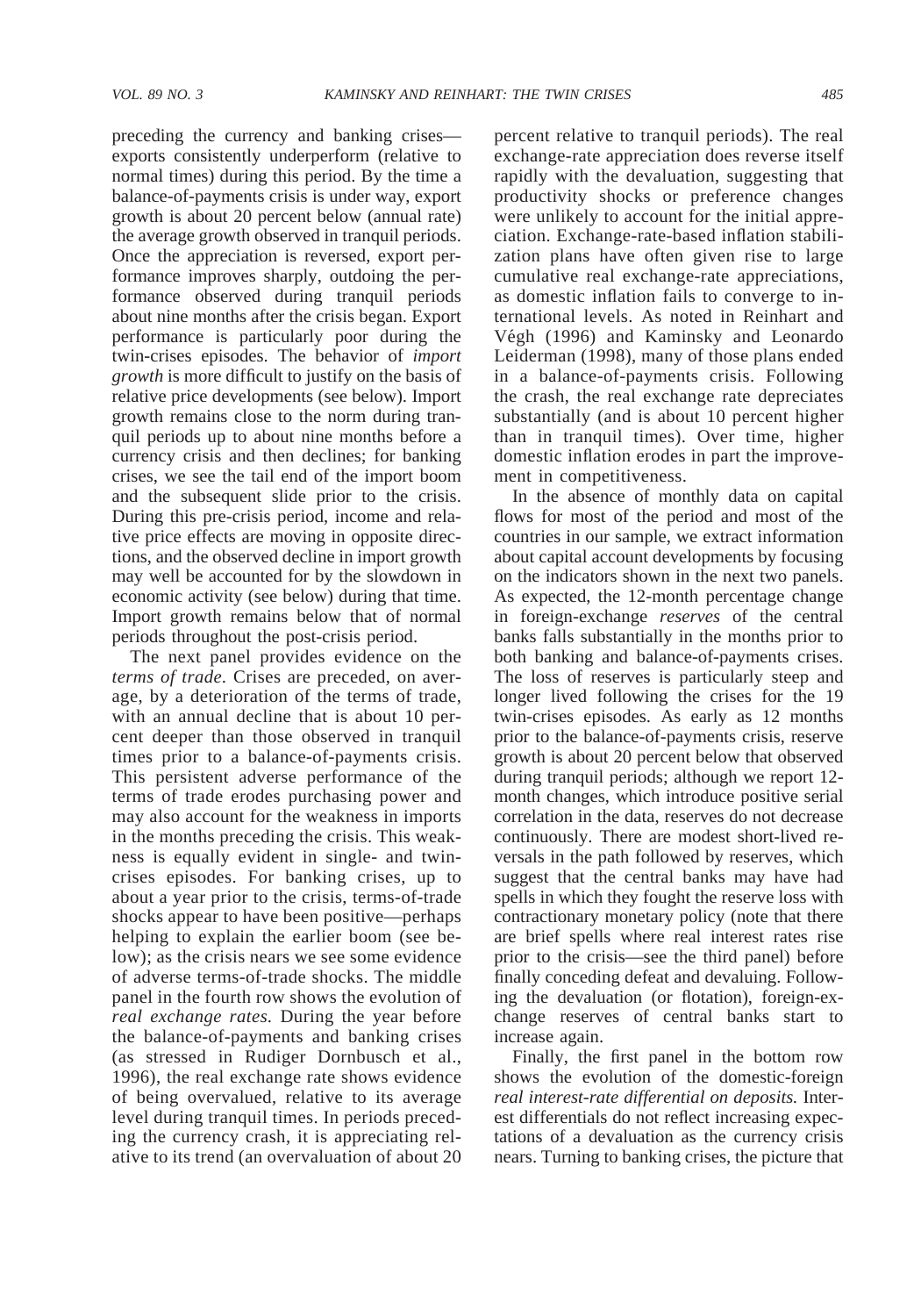preceding the currency and banking crises—exports consistently underperform (relative to normal times) during this period. By the time a balance-of-payments crisis is under way, export growth is about 20 percent below (annual rate) the average growth observed in tranquil periods. Once the appreciation is reversed, export performance improves sharply, outdoing the performance observed during tranquil periods about nine months after the crisis began. Export performance is particularly poor during the twin-crises episodes. The behavior of *import growth* is more difficult to justify on the basis of relative price developments (see below). Import growth remains close to the norm during tranquil periods up to about nine months before a currency crisis and then declines; for banking crises, we see the tail end of the import boom and the subsequent slide prior to the crisis. During this pre-crisis period, income and relative price effects are moving in opposite directions, and the observed decline in import growth may well be accounted for by the slowdown in economic activity (see below) during that time. Import growth remains below that of normal periods throughout the post-crisis period.

The next panel provides evidence on the *terms of trade*. Crises are preceded, on average, by a deterioration of the terms of trade, with an annual decline that is about 10 percent deeper than those observed in tranquil times prior to a balance-of-payments crisis. This persistent adverse performance of the terms of trade erodes purchasing power and may also account for the weakness in imports in the months preceding the crisis. This weakness is equally evident in single- and twin-crises episodes. For banking crises, up to about a year prior to the crisis, terms-of-trade shocks appear to have been positive—perhaps helping to explain the earlier boom (see below); as the crisis nears we see some evidence of adverse terms-of-trade shocks. The middle panel in the fourth row shows the evolution of *real exchange rates*. During the year before the balance-of-payments and banking crises (as stressed in Rudiger Dornbusch et al., 1996), the real exchange rate shows evidence of being overvalued, relative to its average level during tranquil times. In periods preceding the currency crash, it is appreciating relative to its trend (an overvaluation of about 20 percent relative to tranquil periods). The real exchange-rate appreciation does reverse itself rapidly with the devaluation, suggesting that productivity shocks or preference changes were unlikely to account for the initial appreciation. Exchange-rate-based inflation stabilization plans have often given rise to large cumulative real exchange-rate appreciations, as domestic inflation fails to converge to international levels. As noted in Reinhart and Végh (1996) and Kaminsky and Leonardo Leiderman (1998), many of those plans ended in a balance-of-payments crisis. Following the crash, the real exchange rate depreciates substantially (and is about 10 percent higher than in tranquil times). Over time, higher domestic inflation erodes in part the improvement in competitiveness.

In the absence of monthly data on capital flows for most of the period and most of the countries in our sample, we extract information about capital account developments by focusing on the indicators shown in the next two panels. As expected, the 12-month percentage change in foreign-exchange *reserves* of the central banks falls substantially in the months prior to both banking and balance-of-payments crises. The loss of reserves is particularly steep and longer lived following the crises for the 19 twin-crises episodes. As early as 12 months prior to the balance-of-payments crisis, reserve growth is about 20 percent below that observed during tranquil periods; although we report 12-month changes, which introduce positive serial correlation in the data, reserves do not decrease continuously. There are modest short-lived reversals in the path followed by reserves, which suggest that the central banks may have had spells in which they fought the reserve loss with contractionary monetary policy (note that there are brief spells where real interest rates rise prior to the crisis—see the third panel) before finally conceding defeat and devaluing. Following the devaluation (or flotation), foreign-exchange reserves of central banks start to increase again.

Finally, the first panel in the bottom row shows the evolution of the domestic-foreign *real interest-rate differential on deposits.* Interest differentials do not reflect increasing expectations of a devaluation as the currency crisis nears. Turning to banking crises, the picture that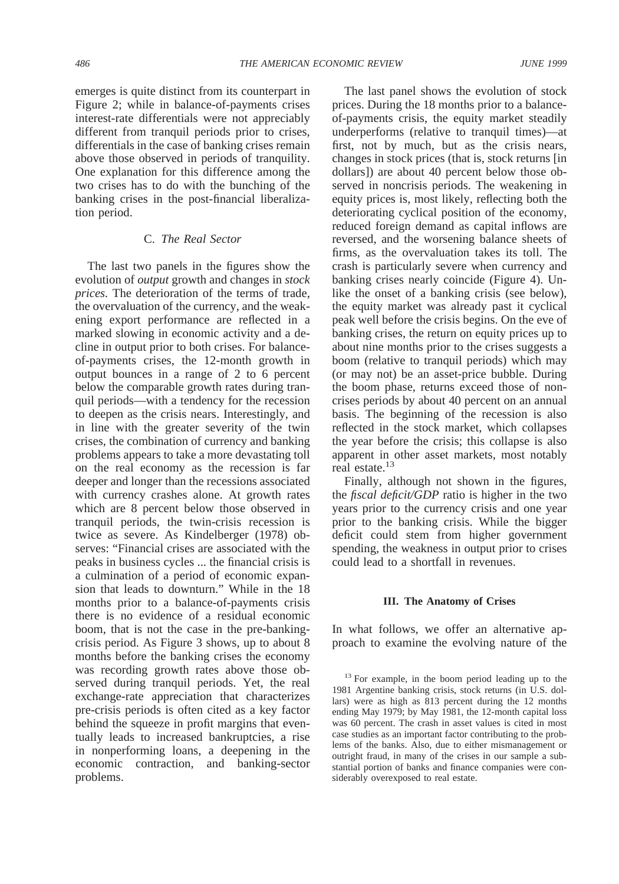emerges is quite distinct from its counterpart in Figure 2; while in balance-of-payments crises interest-rate differentials were not appreciably different from tranquil periods prior to crises, differentials in the case of banking crises remain above those observed in periods of tranquility. One explanation for this difference among the two crises has to do with the bunching of the banking crises in the post-financial liberalization period.

### C. *The Real Sector*

The last two panels in the figures show the evolution of *output* growth and changes in *stock prices.* The deterioration of the terms of trade, the overvaluation of the currency, and the weakening export performance are reflected in a marked slowing in economic activity and a decline in output prior to both crises. For balance-of-payments crises, the 12-month growth in output bounces in a range of 2 to 6 percent below the comparable growth rates during tranquil periods—with a tendency for the recession to deepen as the crisis nears. Interestingly, and in line with the greater severity of the twin crises, the combination of currency and banking problems appears to take a more devastating toll on the real economy as the recession is far deeper and longer than the recessions associated with currency crashes alone. At growth rates which are 8 percent below those observed in tranquil periods, the twin-crisis recession is twice as severe. As Kindelberger (1978) observes: "Financial crises are associated with the peaks in business cycles ... the financial crisis is a culmination of a period of economic expansion that leads to downturn." While in the 18 months prior to a balance-of-payments crisis there is no evidence of a residual economic boom, that is not the case in the pre-banking-crisis period. As Figure 3 shows, up to about 8 months before the banking crises the economy was recording growth rates above those observed during tranquil periods. Yet, the real exchange-rate appreciation that characterizes pre-crisis periods is often cited as a key factor behind the squeeze in profit margins that eventually leads to increased bankruptcies, a rise in nonperforming loans, a deepening in the economic contraction, and banking-sector problems.

The last panel shows the evolution of stock prices. During the 18 months prior to a balance-of-payments crisis, the equity market steadily underperforms (relative to tranquil times)—at first, not by much, but as the crisis nears, changes in stock prices (that is, stock returns [in dollars]) are about 40 percent below those observed in noncrisis periods. The weakening in equity prices is, most likely, reflecting both the deteriorating cyclical position of the economy, reduced foreign demand as capital inflows are reversed, and the worsening balance sheets of firms, as the overvaluation takes its toll. The crash is particularly severe when currency and banking crises nearly coincide (Figure 4). Unlike the onset of a banking crisis (see below), the equity market was already past it cyclical peak well before the crisis begins. On the eve of banking crises, the return on equity prices up to about nine months prior to the crises suggests a boom (relative to tranquil periods) which may (or may not) be an asset-price bubble. During the boom phase, returns exceed those of noncrises periods by about 40 percent on an annual basis. The beginning of the recession is also reflected in the stock market, which collapses the year before the crisis; this collapse is also apparent in other asset markets, most notably real estate.[13]

Finally, although not shown in the figures, the *fiscal deficit/GDP* ratio is higher in the two years prior to the currency crisis and one year prior to the banking crisis. While the bigger deficit could stem from higher government spending, the weakness in output prior to crises could lead to a shortfall in revenues.

## III. The Anatomy of Crises

In what follows, we offer an alternative approach to examine the evolving nature of the

[13] For example, in the boom period leading up to the 1981 Argentine banking crisis, stock returns (in U.S. dollars) were as high as 813 percent during the 12 months ending May 1979; by May 1981, the 12-month capital loss was 60 percent. The crash in asset values is cited in most case studies as an important factor contributing to the problems of the banks. Also, due to either mismanagement or outright fraud, in many of the crises in our sample a substantial portion of banks and finance companies were considerably overexposed to real estate.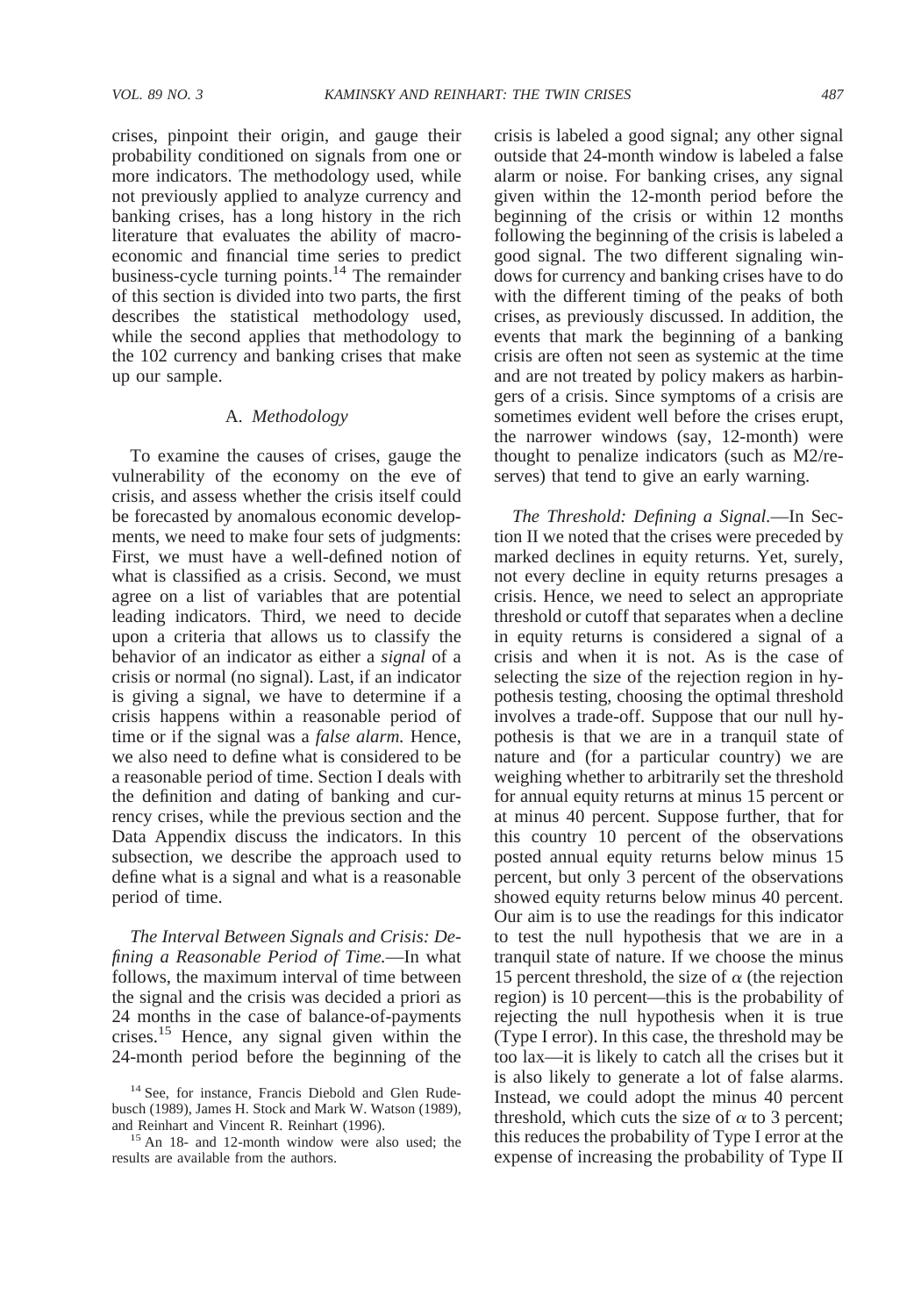crises, pinpoint their origin, and gauge their probability conditioned on signals from one or more indicators. The methodology used, while not previously applied to analyze currency and banking crises, has a long history in the rich literature that evaluates the ability of macroeconomic and financial time series to predict business-cycle turning points.[14] The remainder of this section is divided into two parts, the first describes the statistical methodology used, while the second applies that methodology to the 102 currency and banking crises that make up our sample.

### A. *Methodology*

To examine the causes of crises, gauge the vulnerability of the economy on the eve of crisis, and assess whether the crisis itself could be forecasted by anomalous economic developments, we need to make four sets of judgments: First, we must have a well-defined notion of what is classified as a crisis. Second, we must agree on a list of variables that are potential leading indicators. Third, we need to decide upon a criteria that allows us to classify the behavior of an indicator as either a *signal* of a crisis or normal (no signal). Last, if an indicator is giving a signal, we have to determine if a crisis happens within a reasonable period of time or if the signal was a *false alarm.* Hence, we also need to define what is considered to be a reasonable period of time. Section I deals with the definition and dating of banking and currency crises, while the previous section and the Data Appendix discuss the indicators. In this subsection, we describe the approach used to define what is a signal and what is a reasonable period of time.

*The Interval Between Signals and Crisis: Defining a Reasonable Period of Time.*—In what follows, the maximum interval of time between the signal and the crisis was decided a priori as 24 months in the case of balance-of-payments crises.[15] Hence, any signal given within the 24-month period before the beginning of the crisis is labeled a good signal; any other signal outside that 24-month window is labeled a false alarm or noise. For banking crises, any signal given within the 12-month period before the beginning of the crisis or within 12 months following the beginning of the crisis is labeled a good signal. The two different signaling windows for currency and banking crises have to do with the different timing of the peaks of both crises, as previously discussed. In addition, the events that mark the beginning of a banking crisis are often not seen as systemic at the time and are not treated by policy makers as harbingers of a crisis. Since symptoms of a crisis are sometimes evident well before the crises erupt, the narrower windows (say, 12-month) were thought to penalize indicators (such as M2/reserves) that tend to give an early warning.

*The Threshold: Defining a Signal.*—In Section II we noted that the crises were preceded by marked declines in equity returns. Yet, surely, not every decline in equity returns presages a crisis. Hence, we need to select an appropriate threshold or cutoff that separates when a decline in equity returns is considered a signal of a crisis and when it is not. As is the case of selecting the size of the rejection region in hypothesis testing, choosing the optimal threshold involves a trade-off. Suppose that our null hypothesis is that we are in a tranquil state of nature and (for a particular country) we are weighing whether to arbitrarily set the threshold for annual equity returns at minus 15 percent or at minus 40 percent. Suppose further, that for this country 10 percent of the observations posted annual equity returns below minus 15 percent, but only 3 percent of the observations showed equity returns below minus 40 percent. Our aim is to use the readings for this indicator to test the null hypothesis that we are in a tranquil state of nature. If we choose the minus 15 percent threshold, the size of $\alpha$ (the rejection region) is 10 percent—this is the probability of rejecting the null hypothesis when it is true (Type I error). In this case, the threshold may be too lax—it is likely to catch all the crises but it is also likely to generate a lot of false alarms. Instead, we could adopt the minus 40 percent threshold, which cuts the size of $\alpha$ to 3 percent; this reduces the probability of Type I error at the expense of increasing the probability of Type II

---

[14] See, for instance, Francis Diebold and Glen Rudebusch (1989), James H. Stock and Mark W. Watson (1989), and Reinhart and Vincent R. Reinhart (1996).

[15] An 18- and 12-month window were also used; the results are available from the authors.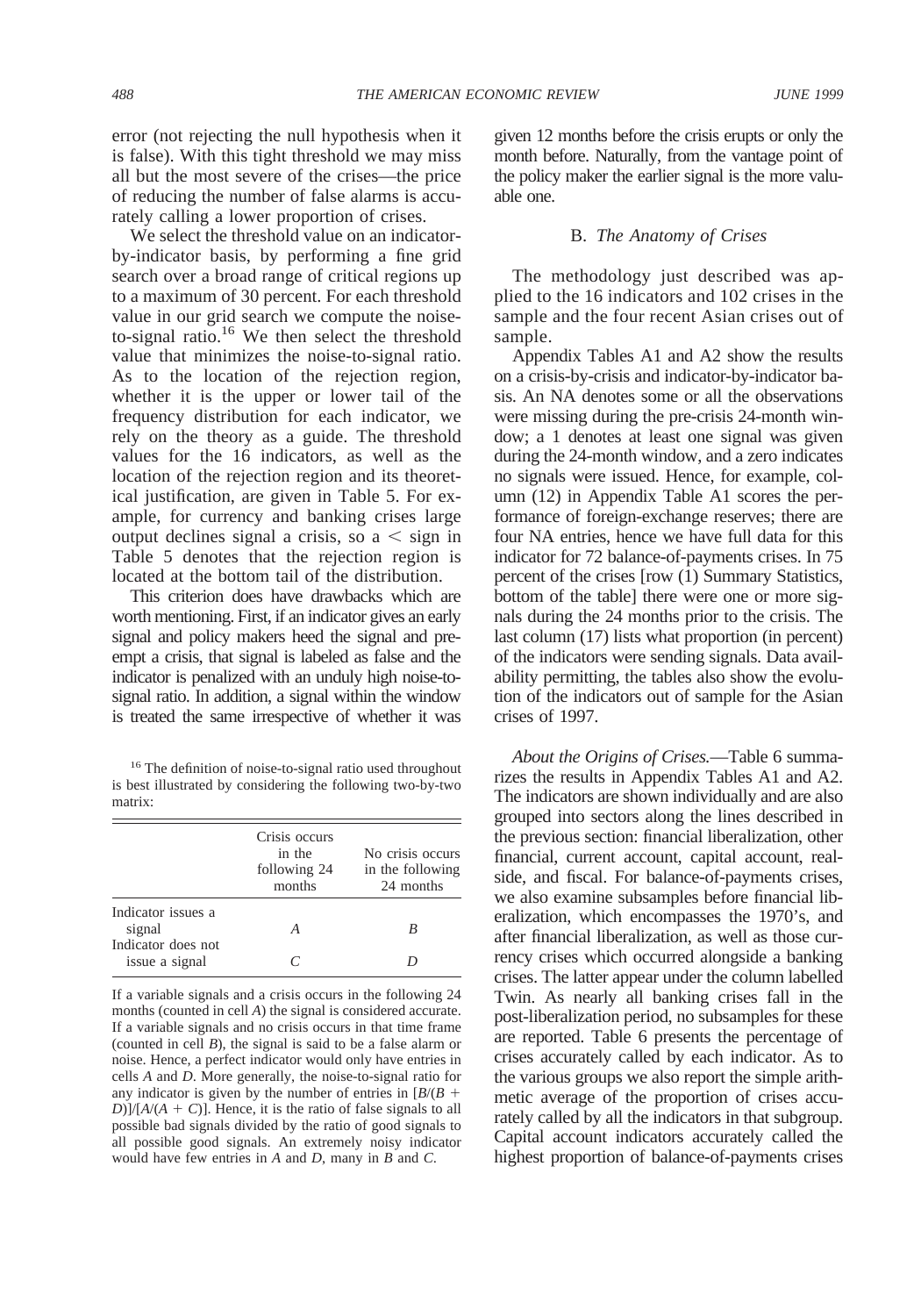error (not rejecting the null hypothesis when it is false). With this tight threshold we may miss all but the most severe of the crises—the price of reducing the number of false alarms is accurately calling a lower proportion of crises.

We select the threshold value on an indicator-by-indicator basis, by performing a fine grid search over a broad range of critical regions up to a maximum of 30 percent. For each threshold value in our grid search we compute the noise-to-signal ratio.[16] We then select the threshold value that minimizes the noise-to-signal ratio. As to the location of the rejection region, whether it is the upper or lower tail of the frequency distribution for each indicator, we rely on the theory as a guide. The threshold values for the 16 indicators, as well as the location of the rejection region and its theoretical justification, are given in Table 5. For example, for currency and banking crises large output declines signal a crisis, so a $<$ sign in Table 5 denotes that the rejection region is located at the bottom tail of the distribution.

This criterion does have drawbacks which are worth mentioning. First, if an indicator gives an early signal and policy makers heed the signal and preempt a crisis, that signal is labeled as false and the indicator is penalized with an unduly high noise-to-signal ratio. In addition, a signal within the window is treated the same irrespective of whether it was given 12 months before the crisis erupts or only the month before. Naturally, from the vantage point of the policy maker the earlier signal is the more valuable one.

### B. *The Anatomy of Crises*

The methodology just described was applied to the 16 indicators and 102 crises in the sample and the four recent Asian crises out of sample.

Appendix Tables A1 and A2 show the results on a crisis-by-crisis and indicator-by-indicator basis. An NA denotes some or all the observations were missing during the pre-crisis 24-month window; a 1 denotes at least one signal was given during the 24-month window, and a zero indicates no signals were issued. Hence, for example, column (12) in Appendix Table A1 scores the performance of foreign-exchange reserves; there are four NA entries, hence we have full data for this indicator for 72 balance-of-payments crises. In 75 percent of the crises [row (1) Summary Statistics, bottom of the table] there were one or more signals during the 24 months prior to the crisis. The last column (17) lists what proportion (in percent) of the indicators were sending signals. Data availability permitting, the tables also show the evolution of the indicators out of sample for the Asian crises of 1997.

*About the Origins of Crises.*—Table 6 summarizes the results in Appendix Tables A1 and A2. The indicators are shown individually and are also grouped into sectors along the lines described in the previous section: financial liberalization, other financial, current account, capital account, real-side, and fiscal. For balance-of-payments crises, we also examine subsamples before financial liberalization, which encompasses the 1970's, and after financial liberalization, as well as those currency crises which occurred alongside a banking crises. The latter appear under the column labelled Twin. As nearly all banking crises fall in the post-liberalization period, no subsamples for these are reported. Table 6 presents the percentage of crises accurately called by each indicator. As to the various groups we also report the simple arithmetic average of the proportion of crises accurately called by all the indicators in that subgroup. Capital account indicators accurately called the highest proportion of balance-of-payments crises

---

[16] The definition of noise-to-signal ratio used throughout is best illustrated by considering the following two-by-two matrix:

| | Crisis occurs in the following 24 months | No crisis occurs in the following 24 months |
|---|---|---|
| Indicator issues a signal | $A$ | $B$ |
| Indicator does not issue a signal | $C$ | $D$ |

If a variable signals and a crisis occurs in the following 24 months (counted in cell $A$) the signal is considered accurate. If a variable signals and no crisis occurs in that time frame (counted in cell $B$), the signal is said to be a false alarm or noise. Hence, a perfect indicator would only have entries in cells $A$ and $D$. More generally, the noise-to-signal ratio for any indicator is given by the number of entries in $[B/(B + D)]/[A/(A + C)]$. Hence, it is the ratio of false signals to all possible bad signals divided by the ratio of good signals to all possible good signals. An extremely noisy indicator would have few entries in $A$ and $D$, many in $B$ and $C$.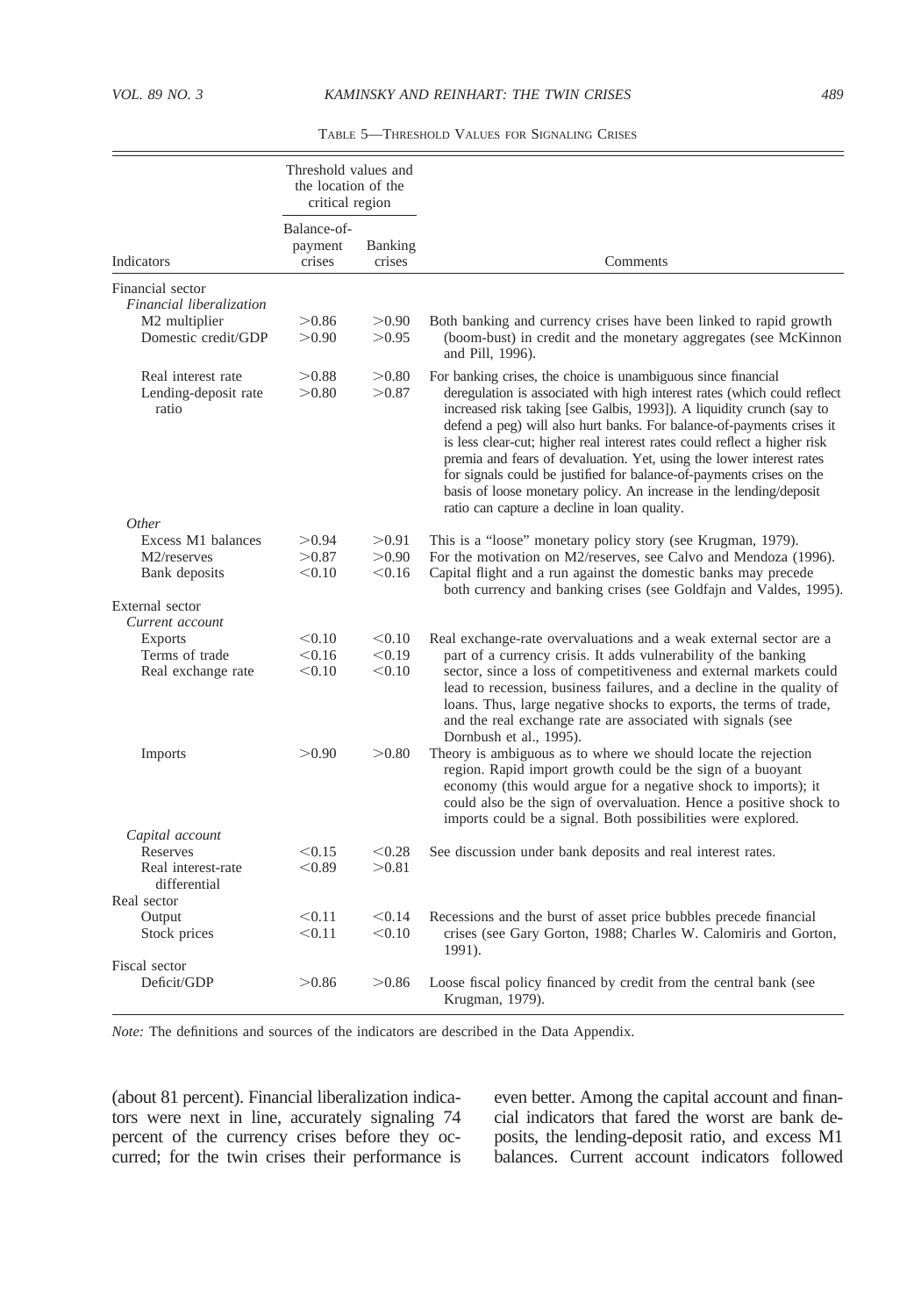TABLE 5—THRESHOLD VALUES FOR SIGNALING CRISES

| Indicators | Threshold values and the location of the critical region | | Comments |
|---|---|---|---|
| | Balance-of-payment crises | Banking crises | |
| Financial sector | | | |
| *Financial liberalization* | | | |
| M2 multiplier | >0.86 | >0.90 | Both banking and currency crises have been linked to rapid growth (boom-bust) in credit and the monetary aggregates (see McKinnon and Pill, 1996). |
| Domestic credit/GDP | >0.90 | >0.95 | |
| Real interest rate | >0.88 | >0.80 | For banking crises, the choice is unambiguous since financial deregulation is associated with high interest rates (which could reflect increased risk taking [see Galbis, 1993]). A liquidity crunch (say to defend a peg) will also hurt banks. For balance-of-payments crises it is less clear-cut; higher real interest rates could reflect a higher risk premia and fears of devaluation. Yet, using the lower interest rates for signals could be justified for balance-of-payments crises on the basis of loose monetary policy. An increase in the lending/deposit ratio can capture a decline in loan quality. |
| Lending-deposit rate ratio | >0.80 | >0.87 | |
| *Other* | | | |
| Excess M1 balances | >0.94 | >0.91 | This is a "loose" monetary policy story (see Krugman, 1979). |
| M2/reserves | >0.87 | >0.90 | For the motivation on M2/reserves, see Calvo and Mendoza (1996). |
| Bank deposits | <0.10 | <0.16 | Capital flight and a run against the domestic banks may precede both currency and banking crises (see Goldfajn and Valdes, 1995). |
| External sector | | | |
| *Current account* | | | |
| Exports | <0.10 | <0.10 | Real exchange-rate overvaluations and a weak external sector are a part of a currency crisis. It adds vulnerability of the banking sector, since a loss of competitiveness and external markets could lead to recession, business failures, and a decline in the quality of loans. Thus, large negative shocks to exports, the terms of trade, and the real exchange rate are associated with signals (see Dornbush et al., 1995). |
| Terms of trade | <0.16 | <0.19 | |
| Real exchange rate | <0.10 | <0.10 | |
| Imports | >0.90 | >0.80 | Theory is ambiguous as to where we should locate the rejection region. Rapid import growth could be the sign of a buoyant economy (this would argue for a negative shock to imports); it could also be the sign of overvaluation. Hence a positive shock to imports could be a signal. Both possibilities were explored. |
| *Capital account* | | | |
| Reserves | <0.15 | <0.28 | See discussion under bank deposits and real interest rates. |
| Real interest-rate differential | <0.89 | >0.81 | |
| Real sector | | | |
| Output | <0.11 | <0.14 | Recessions and the burst of asset price bubbles precede financial crises (see Gary Gorton, 1988; Charles W. Calomiris and Gorton, 1991). |
| Stock prices | <0.11 | <0.10 | |
| Fiscal sector | | | |
| Deficit/GDP | >0.86 | >0.86 | Loose fiscal policy financed by credit from the central bank (see Krugman, 1979). |

*Note:* The definitions and sources of the indicators are described in the Data Appendix.

(about 81 percent). Financial liberalization indicators were next in line, accurately signaling 74 percent of the currency crises before they occurred; for the twin crises their performance is even better. Among the capital account and financial indicators that fared the worst are bank deposits, the lending-deposit ratio, and excess M1 balances. Current account indicators followed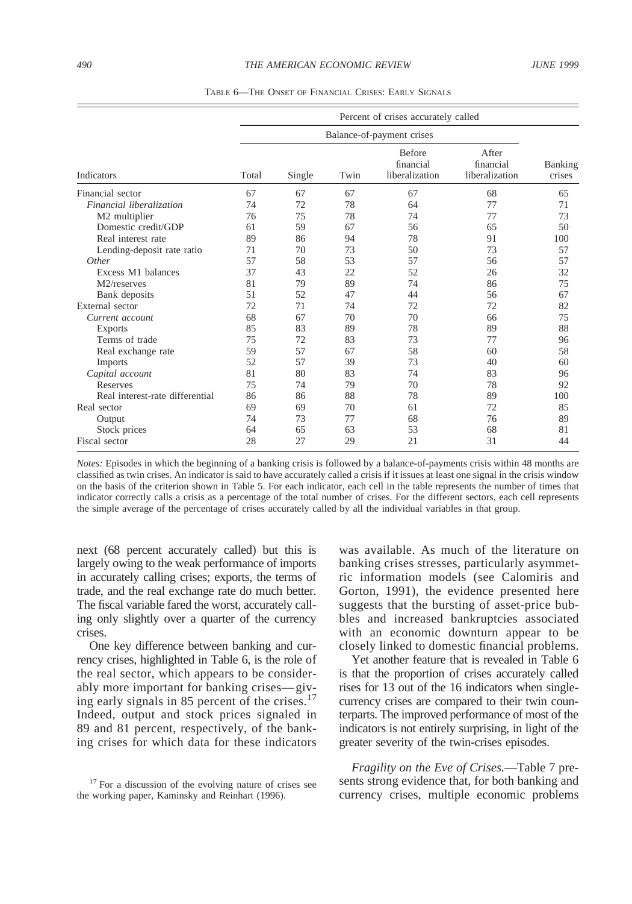TABLE 6—THE ONSET OF FINANCIAL CRISES: EARLY SIGNALS

| | Percent of crises accurately called | | | | | |
|---|---|---|---|---|---|---|
| | Balance-of-payment crises | | | | | |
| Indicators | Total | Single | Twin | Before financial liberalization | After financial liberalization | Banking crises |
| Financial sector | 67 | 67 | 67 | 67 | 68 | 65 |
| *Financial liberalization* | 74 | 72 | 78 | 64 | 77 | 71 |
| M2 multiplier | 76 | 75 | 78 | 74 | 77 | 73 |
| Domestic credit/GDP | 61 | 59 | 67 | 56 | 65 | 50 |
| Real interest rate | 89 | 86 | 94 | 78 | 91 | 100 |
| Lending-deposit rate ratio | 71 | 70 | 73 | 50 | 73 | 57 |
| *Other* | 57 | 58 | 53 | 57 | 56 | 57 |
| Excess M1 balances | 37 | 43 | 22 | 52 | 26 | 32 |
| M2/reserves | 81 | 79 | 89 | 74 | 86 | 75 |
| Bank deposits | 51 | 52 | 47 | 44 | 56 | 67 |
| External sector | 72 | 71 | 74 | 72 | 72 | 82 |
| *Current account* | 68 | 67 | 70 | 70 | 66 | 75 |
| Exports | 85 | 83 | 89 | 78 | 89 | 88 |
| Terms of trade | 75 | 72 | 83 | 73 | 77 | 96 |
| Real exchange rate | 59 | 57 | 67 | 58 | 60 | 58 |
| Imports | 52 | 57 | 39 | 73 | 40 | 60 |
| *Capital account* | 81 | 80 | 83 | 74 | 83 | 96 |
| Reserves | 75 | 74 | 79 | 70 | 78 | 92 |
| Real interest-rate differential | 86 | 86 | 88 | 78 | 89 | 100 |
| Real sector | 69 | 69 | 70 | 61 | 72 | 85 |
| Output | 74 | 73 | 77 | 68 | 76 | 89 |
| Stock prices | 64 | 65 | 63 | 53 | 68 | 81 |
| Fiscal sector | 28 | 27 | 29 | 21 | 31 | 44 |

*Notes:* Episodes in which the beginning of a banking crisis is followed by a balance-of-payments crisis within 48 months are classified as twin crises. An indicator is said to have accurately called a crisis if it issues at least one signal in the crisis window on the basis of the criterion shown in Table 5. For each indicator, each cell in the table represents the number of times that indicator correctly calls a crisis as a percentage of the total number of crises. For the different sectors, each cell represents the simple average of the percentage of crises accurately called by all the individual variables in that group.

next (68 percent accurately called) but this is largely owing to the weak performance of imports in accurately calling crises; exports, the terms of trade, and the real exchange rate do much better. The fiscal variable fared the worst, accurately calling only slightly over a quarter of the currency crises.

One key difference between banking and currency crises, highlighted in Table 6, is the role of the real sector, which appears to be considerably more important for banking crises—giving early signals in 85 percent of the crises.[17] Indeed, output and stock prices signaled in 89 and 81 percent, respectively, of the banking crises for which data for these indicators was available. As much of the literature on banking crises stresses, particularly asymmetric information models (see Calomiris and Gorton, 1991), the evidence presented here suggests that the bursting of asset-price bubbles and increased bankruptcies associated with an economic downturn appear to be closely linked to domestic financial problems.

Yet another feature that is revealed in Table 6 is that the proportion of crises accurately called rises for 13 out of the 16 indicators when single-currency crises are compared to their twin counterparts. The improved performance of most of the indicators is not entirely surprising, in light of the greater severity of the twin-crises episodes.

*Fragility on the Eve of Crises.*—Table 7 presents strong evidence that, for both banking and currency crises, multiple economic problems

[17] For a discussion of the evolving nature of crises see the working paper, Kaminsky and Reinhart (1996).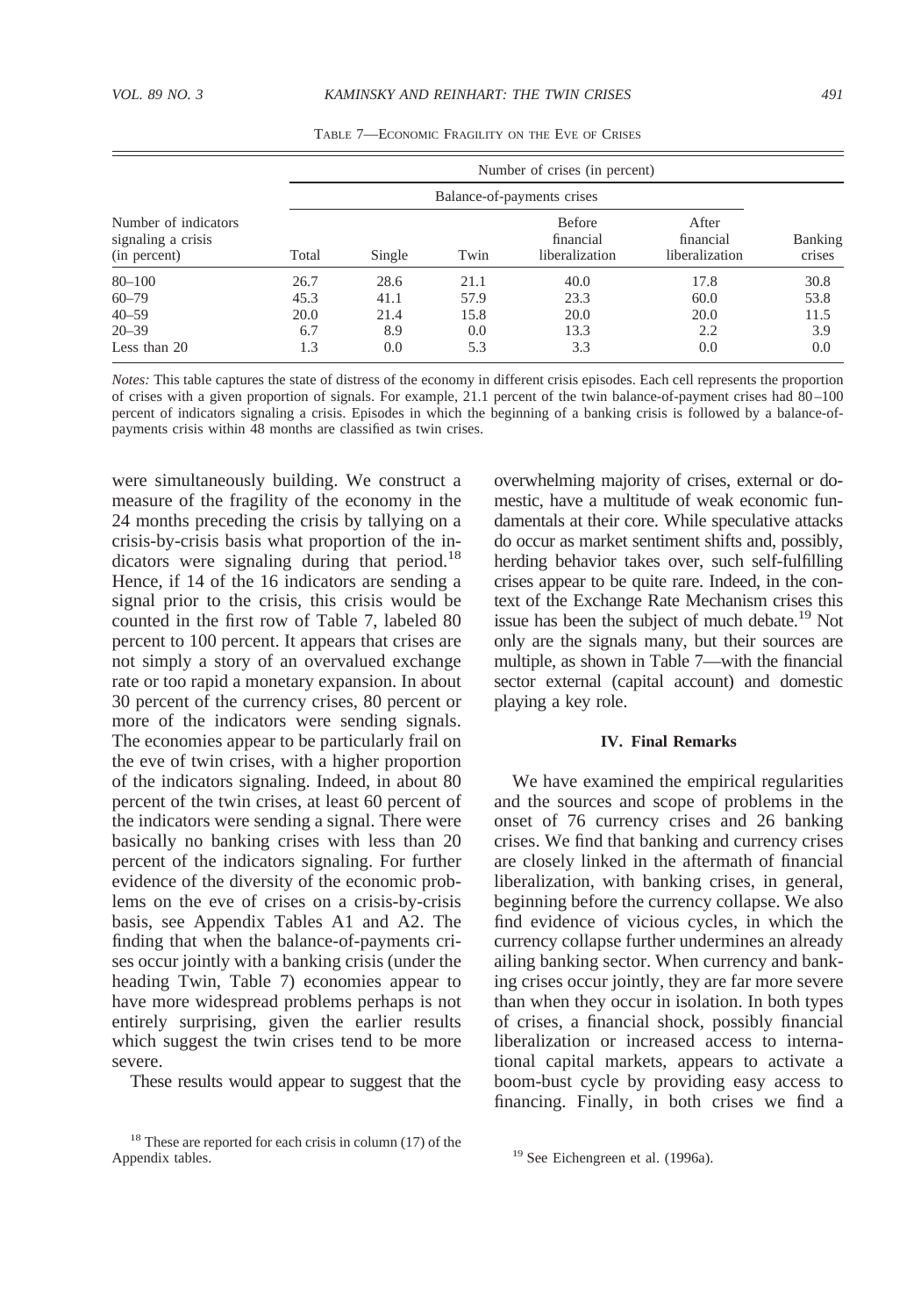TABLE 7—ECONOMIC FRAGILITY ON THE EVE OF CRISES

| Number of indicators signaling a crisis (in percent) | Number of crises (in percent) | | | | | |
|---|---|---|---|---|---|---|
| | Balance-of-payments crises | | | | | |
| | Total | Single | Twin | Before financial liberalization | After financial liberalization | Banking crises |
| 80–100 | 26.7 | 28.6 | 21.1 | 40.0 | 17.8 | 30.8 |
| 60–79 | 45.3 | 41.1 | 57.9 | 23.3 | 60.0 | 53.8 |
| 40–59 | 20.0 | 21.4 | 15.8 | 20.0 | 20.0 | 11.5 |
| 20–39 | 6.7 | 8.9 | 0.0 | 13.3 | 2.2 | 3.9 |
| Less than 20 | 1.3 | 0.0 | 5.3 | 3.3 | 0.0 | 0.0 |

*Notes:* This table captures the state of distress of the economy in different crisis episodes. Each cell represents the proportion of crises with a given proportion of signals. For example, 21.1 percent of the twin balance-of-payment crises had 80–100 percent of indicators signaling a crisis. Episodes in which the beginning of a banking crisis is followed by a balance-of-payments crisis within 48 months are classified as twin crises.

were simultaneously building. We construct a measure of the fragility of the economy in the 24 months preceding the crisis by tallying on a crisis-by-crisis basis what proportion of the indicators were signaling during that period.[18] Hence, if 14 of the 16 indicators are sending a signal prior to the crisis, this crisis would be counted in the first row of Table 7, labeled 80 percent to 100 percent. It appears that crises are not simply a story of an overvalued exchange rate or too rapid a monetary expansion. In about 30 percent of the currency crises, 80 percent or more of the indicators were sending signals. The economies appear to be particularly frail on the eve of twin crises, with a higher proportion of the indicators signaling. Indeed, in about 80 percent of the twin crises, at least 60 percent of the indicators were sending a signal. There were basically no banking crises with less than 20 percent of the indicators signaling. For further evidence of the diversity of the economic problems on the eve of crises on a crisis-by-crisis basis, see Appendix Tables A1 and A2. The finding that when the balance-of-payments crises occur jointly with a banking crisis (under the heading Twin, Table 7) economies appear to have more widespread problems perhaps is not entirely surprising, given the earlier results which suggest the twin crises tend to be more severe.

These results would appear to suggest that the overwhelming majority of crises, external or domestic, have a multitude of weak economic fundamentals at their core. While speculative attacks do occur as market sentiment shifts and, possibly, herding behavior takes over, such self-fulfilling crises appear to be quite rare. Indeed, in the context of the Exchange Rate Mechanism crises this issue has been the subject of much debate.[19] Not only are the signals many, but their sources are multiple, as shown in Table 7—with the financial sector external (capital account) and domestic playing a key role.

## IV. Final Remarks

We have examined the empirical regularities and the sources and scope of problems in the onset of 76 currency crises and 26 banking crises. We find that banking and currency crises are closely linked in the aftermath of financial liberalization, with banking crises, in general, beginning before the currency collapse. We also find evidence of vicious cycles, in which the currency collapse further undermines an already ailing banking sector. When currency and banking crises occur jointly, they are far more severe than when they occur in isolation. In both types of crises, a financial shock, possibly financial liberalization or increased access to international capital markets, appears to activate a boom-bust cycle by providing easy access to financing. Finally, in both crises we find a

[18] These are reported for each crisis in column (17) of the Appendix tables.

[19] See Eichengreen et al. (1996a).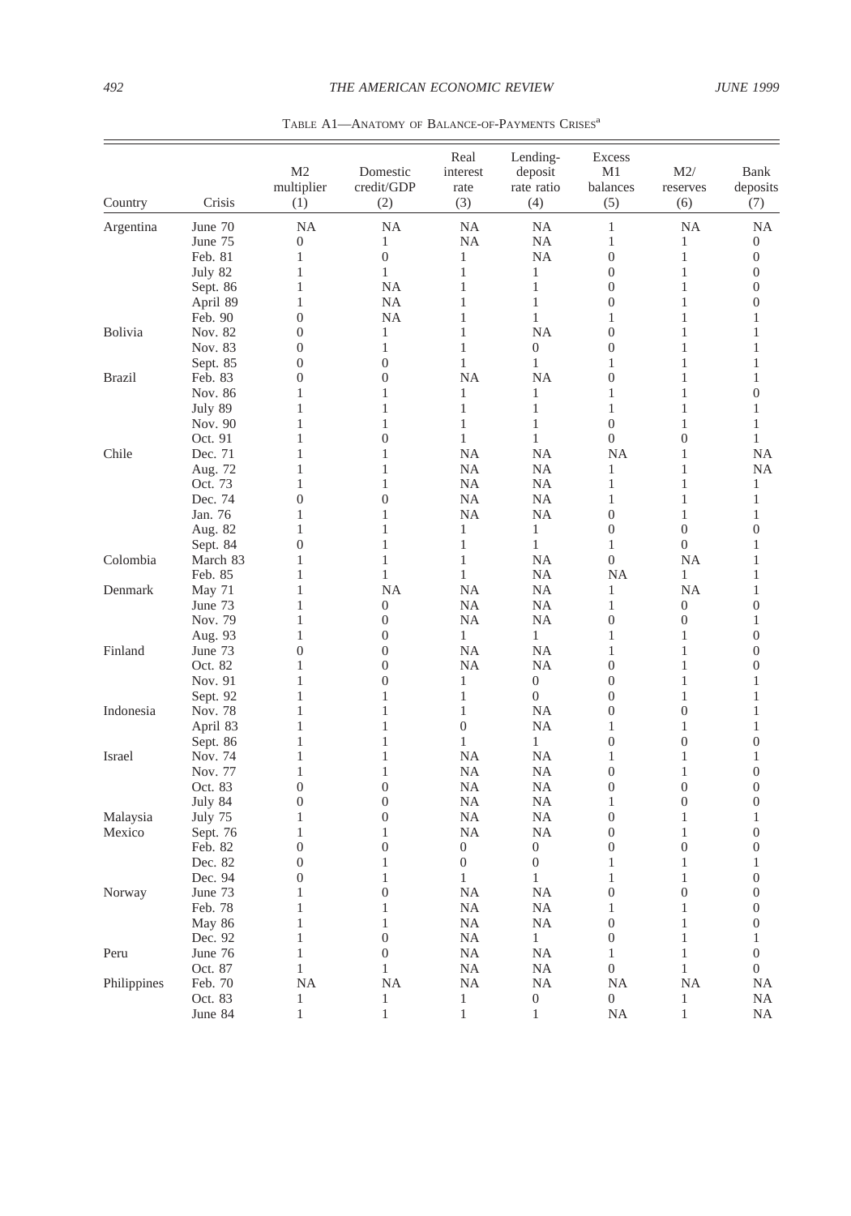TABLE A1—ANATOMY OF BALANCE-OF-PAYMENTS CRISES[a]

| Country | Crisis | M2 multiplier (1) | Domestic credit/GDP (2) | Real interest rate (3) | Lending-deposit rate ratio (4) | Excess M1 balances (5) | M2/reserves (6) | Bank deposits (7) |
|---|---|---|---|---|---|---|---|---|
| Argentina | June 70 | NA | NA | NA | NA | 1 | NA | NA |
| | June 75 | 0 | 1 | NA | NA | 1 | 1 | 0 |
| | Feb. 81 | 1 | 0 | 1 | NA | 0 | 1 | 0 |
| | July 82 | 1 | 1 | 1 | 1 | 0 | 1 | 0 |
| | Sept. 86 | 1 | NA | 1 | 1 | 0 | 1 | 0 |
| | April 89 | 1 | NA | 1 | 1 | 0 | 1 | 0 |
| | Feb. 90 | 0 | NA | 1 | 1 | 1 | 1 | 1 |
| Bolivia | Nov. 82 | 0 | 1 | 1 | NA | 0 | 1 | 1 |
| | Nov. 83 | 0 | 1 | 1 | 0 | 0 | 1 | 1 |
| | Sept. 85 | 0 | 0 | 1 | 1 | 1 | 1 | 1 |
| Brazil | Feb. 83 | 0 | 0 | NA | NA | 0 | 1 | 1 |
| | Nov. 86 | 1 | 1 | 1 | 1 | 1 | 1 | 0 |
| | July 89 | 1 | 1 | 1 | 1 | 1 | 1 | 1 |
| | Nov. 90 | 1 | 1 | 1 | 1 | 0 | 1 | 1 |
| | Oct. 91 | 1 | 0 | 1 | 1 | 0 | 0 | 1 |
| Chile | Dec. 71 | 1 | 1 | NA | NA | NA | 1 | NA |
| | Aug. 72 | 1 | 1 | NA | NA | 1 | 1 | NA |
| | Oct. 73 | 1 | 1 | NA | NA | 1 | 1 | 1 |
| | Dec. 74 | 0 | 0 | NA | NA | 1 | 1 | 1 |
| | Jan. 76 | 1 | 1 | NA | NA | 0 | 1 | 1 |
| | Aug. 82 | 1 | 1 | 1 | 1 | 0 | 0 | 0 |
| | Sept. 84 | 0 | 1 | 1 | 1 | 1 | 0 | 1 |
| Colombia | March 83 | 1 | 1 | 1 | NA | 0 | NA | 1 |
| | Feb. 85 | 1 | 1 | 1 | NA | NA | 1 | 1 |
| Denmark | May 71 | 1 | NA | NA | NA | 1 | NA | 1 |
| | June 73 | 1 | 0 | NA | NA | 1 | 0 | 0 |
| | Nov. 79 | 1 | 0 | NA | NA | 0 | 0 | 1 |
| | Aug. 93 | 1 | 0 | 1 | 1 | 1 | 1 | 0 |
| Finland | June 73 | 0 | 0 | NA | NA | 1 | 1 | 0 |
| | Oct. 82 | 1 | 0 | NA | NA | 0 | 1 | 0 |
| | Nov. 91 | 1 | 0 | 1 | 0 | 0 | 1 | 1 |
| | Sept. 92 | 1 | 1 | 1 | 0 | 0 | 1 | 1 |
| Indonesia | Nov. 78 | 1 | 1 | 1 | NA | 0 | 0 | 1 |
| | April 83 | 1 | 1 | 0 | NA | 1 | 1 | 1 |
| | Sept. 86 | 1 | 1 | 1 | 1 | 0 | 0 | 0 |
| Israel | Nov. 74 | 1 | 1 | NA | NA | 1 | 1 | 1 |
| | Nov. 77 | 1 | 1 | NA | NA | 0 | 1 | 0 |
| | Oct. 83 | 0 | 0 | NA | NA | 0 | 0 | 0 |
| | July 84 | 0 | 0 | NA | NA | 1 | 0 | 0 |
| Malaysia | July 75 | 1 | 0 | NA | NA | 0 | 1 | 1 |
| Mexico | Sept. 76 | 1 | 1 | NA | NA | 0 | 1 | 0 |
| | Feb. 82 | 0 | 0 | 0 | 0 | 0 | 0 | 0 |
| | Dec. 82 | 0 | 1 | 0 | 0 | 1 | 1 | 1 |
| | Dec. 94 | 0 | 1 | 1 | 1 | 1 | 1 | 0 |
| Norway | June 73 | 1 | 0 | NA | NA | 0 | 0 | 0 |
| | Feb. 78 | 1 | 1 | NA | NA | 1 | 1 | 0 |
| | May 86 | 1 | 1 | NA | NA | 0 | 1 | 0 |
| | Dec. 92 | 1 | 0 | NA | 1 | 0 | 1 | 1 |
| Peru | June 76 | 1 | 0 | NA | NA | 1 | 1 | 0 |
| | Oct. 87 | 1 | 1 | NA | NA | 0 | 1 | 0 |
| Philippines | Feb. 70 | NA | NA | NA | NA | NA | NA | NA |
| | Oct. 83 | 1 | 1 | 1 | 0 | 0 | 1 | NA |
| | June 84 | 1 | 1 | 1 | 1 | NA | 1 | NA |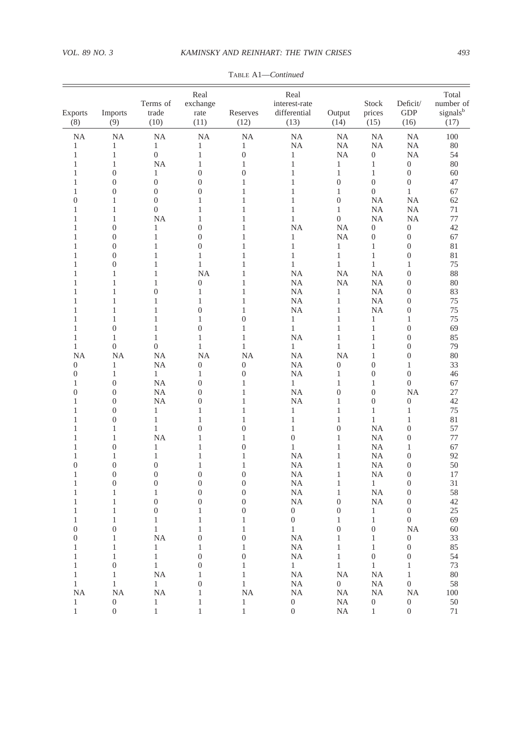TABLE A1—*Continued*

| Exports (8) | Imports (9) | Terms of trade (10) | Real exchange rate (11) | Reserves (12) | Real interest-rate differential (13) | Output (14) | Stock prices (15) | Deficit/ GDP (16) | Total number of signals[b] (17) |
|---|---|---|---|---|---|---|---|---|---|
| NA | NA | NA | NA | NA | NA | NA | NA | NA | 100 |
| 1 | 1 | 1 | 1 | 1 | NA | NA | NA | NA | 80 |
| 1 | 1 | 0 | 1 | 0 | 1 | NA | 0 | NA | 54 |
| 1 | 1 | NA | 1 | 1 | 1 | 1 | 1 | 0 | 80 |
| 1 | 0 | 1 | 0 | 0 | 1 | 1 | 1 | 0 | 60 |
| 1 | 0 | 0 | 0 | 1 | 1 | 0 | 0 | 0 | 47 |
| 1 | 0 | 0 | 0 | 1 | 1 | 1 | 0 | 1 | 67 |
| 0 | 1 | 0 | 1 | 1 | 1 | 0 | NA | NA | 62 |
| 1 | 1 | 0 | 1 | 1 | 1 | 1 | NA | NA | 71 |
| 1 | 1 | NA | 1 | 1 | 1 | 0 | NA | NA | 77 |
| 1 | 0 | 1 | 0 | 1 | NA | NA | 0 | 0 | 42 |
| 1 | 0 | 1 | 0 | 1 | 1 | NA | 0 | 0 | 67 |
| 1 | 0 | 1 | 0 | 1 | 1 | 1 | 1 | 0 | 81 |
| 1 | 0 | 1 | 1 | 1 | 1 | 1 | 1 | 0 | 81 |
| 1 | 0 | 1 | 1 | 1 | 1 | 1 | 1 | 1 | 75 |
| 1 | 1 | 1 | NA | 1 | NA | NA | NA | 0 | 88 |
| 1 | 1 | 1 | 0 | 1 | NA | NA | NA | 0 | 80 |
| 1 | 1 | 0 | 1 | 1 | NA | 1 | NA | 0 | 83 |
| 1 | 1 | 1 | 1 | 1 | NA | 1 | NA | 0 | 75 |
| 1 | 1 | 1 | 0 | 1 | NA | 1 | NA | 0 | 75 |
| 1 | 1 | 1 | 1 | 0 | 1 | 1 | 1 | 1 | 75 |
| 1 | 0 | 1 | 0 | 1 | 1 | 1 | 1 | 0 | 69 |
| 1 | 1 | 1 | 1 | 1 | NA | 1 | 1 | 0 | 85 |
| 1 | 0 | 0 | 1 | 1 | 1 | 1 | 1 | 0 | 79 |
| NA | NA | NA | NA | NA | NA | NA | 1 | 0 | 80 |
| 0 | 1 | NA | 0 | 0 | NA | 0 | 0 | 1 | 33 |
| 0 | 1 | 1 | 1 | 0 | NA | 1 | 0 | 0 | 46 |
| 1 | 0 | NA | 0 | 1 | 1 | 1 | 1 | 0 | 67 |
| 0 | 0 | NA | 0 | 1 | NA | 0 | 0 | NA | 27 |
| 1 | 0 | NA | 0 | 1 | NA | 1 | 0 | 0 | 42 |
| 1 | 0 | 1 | 1 | 1 | 1 | 1 | 1 | 1 | 75 |
| 1 | 0 | 1 | 1 | 1 | 1 | 1 | 1 | 1 | 81 |
| 1 | 1 | 1 | 0 | 0 | 1 | 0 | NA | 0 | 57 |
| 1 | 1 | NA | 1 | 1 | 0 | 1 | NA | 0 | 77 |
| 1 | 0 | 1 | 1 | 0 | 1 | 1 | NA | 1 | 67 |
| 1 | 1 | 1 | 1 | 1 | NA | 1 | NA | 0 | 92 |
| 0 | 0 | 0 | 1 | 1 | NA | 1 | NA | 0 | 50 |
| 1 | 0 | 0 | 0 | 0 | NA | 1 | NA | 0 | 17 |
| 1 | 0 | 0 | 0 | 0 | NA | 1 | 1 | 0 | 31 |
| 1 | 1 | 1 | 0 | 0 | NA | 1 | NA | 0 | 58 |
| 1 | 1 | 0 | 0 | 0 | NA | 0 | NA | 0 | 42 |
| 1 | 1 | 0 | 1 | 0 | 0 | 0 | 1 | 0 | 25 |
| 1 | 1 | 1 | 1 | 1 | 0 | 1 | 1 | 0 | 69 |
| 0 | 0 | 1 | 1 | 1 | 1 | 0 | 0 | NA | 60 |
| 0 | 1 | NA | 0 | 0 | NA | 1 | 1 | 0 | 33 |
| 1 | 1 | 1 | 1 | 1 | NA | 1 | 1 | 0 | 85 |
| 1 | 1 | 1 | 0 | 0 | NA | 1 | 0 | 0 | 54 |
| 1 | 0 | 1 | 0 | 1 | 1 | 1 | 1 | 1 | 73 |
| 1 | 1 | NA | 1 | 1 | NA | NA | NA | 1 | 80 |
| 1 | 1 | 1 | 0 | 1 | NA | 0 | NA | 0 | 58 |
| NA | NA | NA | 1 | NA | NA | NA | NA | NA | 100 |
| 1 | 0 | 1 | 1 | 1 | 0 | NA | 0 | 0 | 50 |
| 1 | 0 | 1 | 1 | 1 | 0 | NA | 1 | 0 | 71 |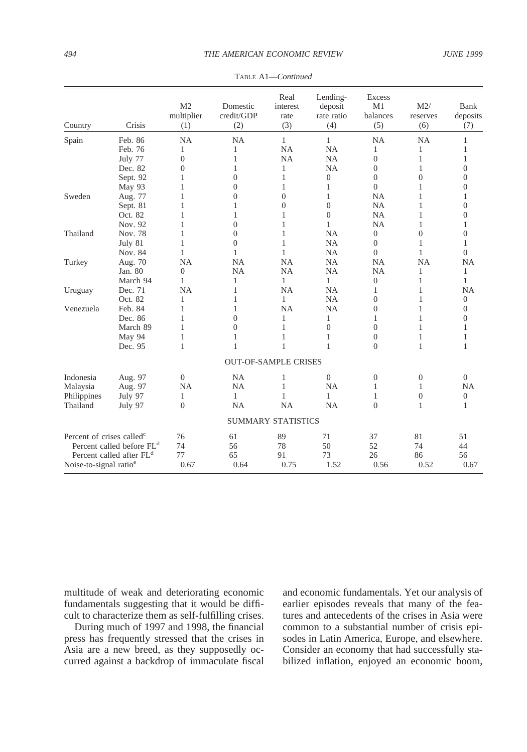TABLE A1—*Continued*

| Country | Crisis | M2 multiplier (1) | Domestic credit/GDP (2) | Real interest rate (3) | Lending-deposit rate ratio (4) | Excess M1 balances (5) | M2/ reserves (6) | Bank deposits (7) |
|---|---|---|---|---|---|---|---|---|
| Spain | Feb. 86 | NA | NA | 1 | 1 | NA | NA | 1 |
| | Feb. 76 | 1 | 1 | NA | NA | 1 | 1 | 1 |
| | July 77 | 0 | 1 | NA | NA | 0 | 1 | 1 |
| | Dec. 82 | 0 | 1 | 1 | NA | 0 | 1 | 0 |
| | Sept. 92 | 1 | 0 | 1 | 0 | 0 | 0 | 0 |
| | May 93 | 1 | 0 | 1 | 1 | 0 | 1 | 0 |
| Sweden | Aug. 77 | 1 | 0 | 0 | 1 | NA | 1 | 1 |
| | Sept. 81 | 1 | 1 | 0 | 0 | NA | 1 | 0 |
| | Oct. 82 | 1 | 1 | 1 | 0 | NA | 1 | 0 |
| | Nov. 92 | 1 | 0 | 1 | 1 | NA | 1 | 1 |
| Thailand | Nov. 78 | 1 | 0 | 1 | NA | 0 | 0 | 0 |
| | July 81 | 1 | 0 | 1 | NA | 0 | 1 | 1 |
| | Nov. 84 | 1 | 1 | 1 | NA | 0 | 1 | 0 |
| Turkey | Aug. 70 | NA | NA | NA | NA | NA | NA | NA |
| | Jan. 80 | 0 | NA | NA | NA | NA | 1 | 1 |
| | March 94 | 1 | 1 | 1 | 1 | 0 | 1 | 1 |
| Uruguay | Dec. 71 | NA | 1 | NA | NA | 1 | 1 | NA |
| | Oct. 82 | 1 | 1 | 1 | NA | 0 | 1 | 0 |
| Venezuela | Feb. 84 | 1 | 1 | NA | NA | 0 | 1 | 0 |
| | Dec. 86 | 1 | 0 | 1 | 1 | 1 | 1 | 0 |
| | March 89 | 1 | 0 | 1 | 0 | 0 | 1 | 1 |
| | May 94 | 1 | 1 | 1 | 1 | 0 | 1 | 1 |
| | Dec. 95 | 1 | 1 | 1 | 1 | 0 | 1 | 1 |
| | | | | OUT-OF-SAMPLE CRISES | | | | |
| Indonesia | Aug. 97 | 0 | NA | 1 | 0 | 0 | 0 | 0 |
| Malaysia | Aug. 97 | NA | NA | 1 | NA | 1 | 1 | NA |
| Philippines | July 97 | 1 | 1 | 1 | 1 | 1 | 0 | 0 |
| Thailand | July 97 | 0 | NA | NA | NA | 0 | 1 | 1 |
| | | | | SUMMARY STATISTICS | | | | |
| Percent of crises called[c] | | 76 | 61 | 89 | 71 | 37 | 81 | 51 |
| Percent called before FL[d] | | 74 | 56 | 78 | 50 | 52 | 74 | 44 |
| Percent called after FL[d] | | 77 | 65 | 91 | 73 | 26 | 86 | 56 |
| Noise-to-signal ratio[e] | | 0.67 | 0.64 | 0.75 | 1.52 | 0.56 | 0.52 | 0.67 |

multitude of weak and deteriorating economic fundamentals suggesting that it would be difficult to characterize them as self-fulfilling crises.

During much of 1997 and 1998, the financial press has frequently stressed that the crises in Asia are a new breed, as they supposedly occurred against a backdrop of immaculate fiscal and economic fundamentals. Yet our analysis of earlier episodes reveals that many of the features and antecedents of the crises in Asia were common to a substantial number of crisis episodes in Latin America, Europe, and elsewhere. Consider an economy that had successfully stabilized inflation, enjoyed an economic boom,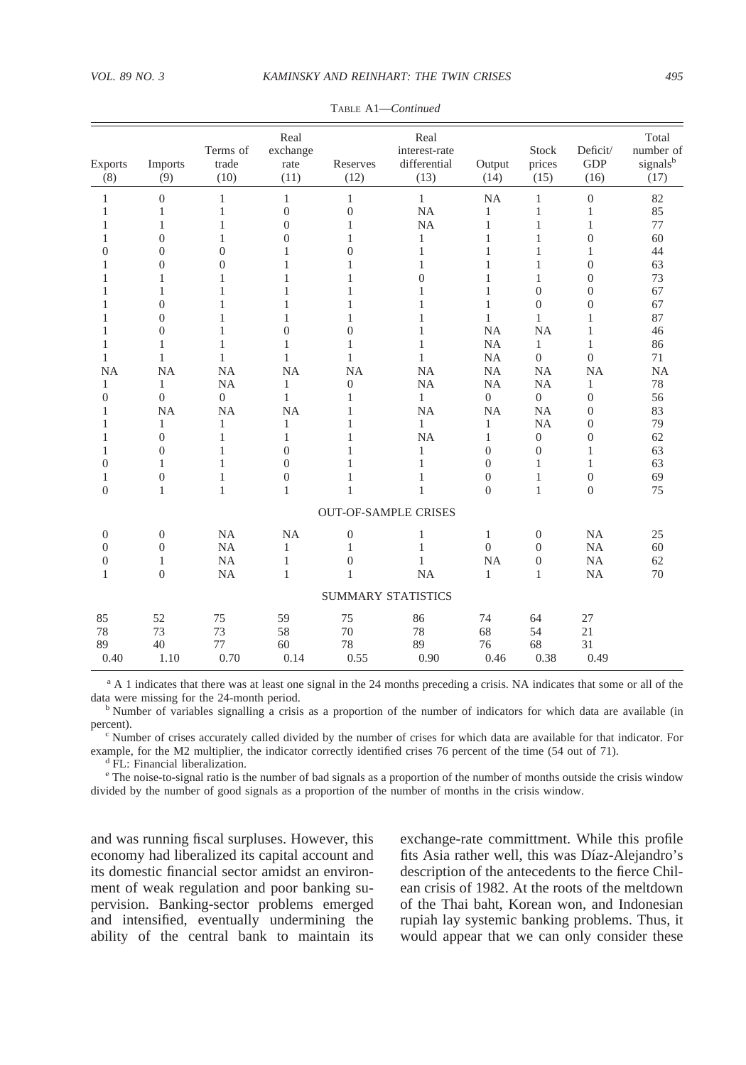TABLE A1—*Continued*

| Exports (8) | Imports (9) | Terms of trade (10) | Real exchange rate (11) | Reserves (12) | Real interest-rate differential (13) | Output (14) | Stock prices (15) | Deficit/ GDP (16) | Total number of signals[b] (17) |
|---|---|---|---|---|---|---|---|---|---|
| 1 | 0 | 1 | 1 | 1 | 1 | NA | 1 | 0 | 82 |
| 1 | 1 | 1 | 0 | 0 | NA | 1 | 1 | 1 | 85 |
| 1 | 1 | 1 | 0 | 1 | NA | 1 | 1 | 1 | 77 |
| 1 | 0 | 1 | 0 | 1 | 1 | 1 | 1 | 0 | 60 |
| 0 | 0 | 0 | 1 | 0 | 1 | 1 | 1 | 1 | 44 |
| 1 | 0 | 0 | 1 | 1 | 1 | 1 | 1 | 0 | 63 |
| 1 | 1 | 1 | 1 | 1 | 0 | 1 | 1 | 0 | 73 |
| 1 | 1 | 1 | 1 | 1 | 1 | 1 | 0 | 0 | 67 |
| 1 | 0 | 1 | 1 | 1 | 1 | 1 | 0 | 0 | 67 |
| 1 | 0 | 1 | 1 | 1 | 1 | 1 | 1 | 1 | 87 |
| 1 | 0 | 1 | 0 | 0 | 1 | NA | NA | 1 | 46 |
| 1 | 1 | 1 | 1 | 1 | 1 | NA | 1 | 1 | 86 |
| 1 | 1 | 1 | 1 | 1 | 1 | NA | 0 | 0 | 71 |
| NA | NA | NA | NA | NA | NA | NA | NA | NA | NA |
| 1 | 1 | NA | 1 | 0 | NA | NA | NA | 1 | 78 |
| 0 | 0 | 0 | 1 | 1 | 1 | 0 | 0 | 0 | 56 |
| 1 | NA | NA | NA | 1 | NA | NA | NA | 0 | 83 |
| 1 | 1 | 1 | 1 | 1 | 1 | 1 | NA | 0 | 79 |
| 1 | 0 | 1 | 1 | 1 | NA | 1 | 0 | 0 | 62 |
| 1 | 0 | 1 | 0 | 1 | 1 | 0 | 0 | 1 | 63 |
| 0 | 1 | 1 | 0 | 1 | 1 | 0 | 1 | 1 | 63 |
| 1 | 0 | 1 | 0 | 1 | 1 | 0 | 1 | 0 | 69 |
| 0 | 1 | 1 | 1 | 1 | 1 | 0 | 1 | 0 | 75 |
| | | | | OUT-OF-SAMPLE CRISES | | | | | |
| 0 | 0 | NA | NA | 0 | 1 | 1 | 0 | NA | 25 |
| 0 | 0 | NA | 1 | 1 | 1 | 0 | 0 | NA | 60 |
| 0 | 1 | NA | 1 | 0 | 1 | NA | 0 | NA | 62 |
| 1 | 0 | NA | 1 | 1 | NA | 1 | 1 | NA | 70 |
| | | | | SUMMARY STATISTICS | | | | | |
| 85 | 52 | 75 | 59 | 75 | 86 | 74 | 64 | 27 | |
| 78 | 73 | 73 | 58 | 70 | 78 | 68 | 54 | 21 | |
| 89 | 40 | 77 | 60 | 78 | 89 | 76 | 68 | 31 | |
| 0.40 | 1.10 | 0.70 | 0.14 | 0.55 | 0.90 | 0.46 | 0.38 | 0.49 | |

[a] A 1 indicates that there was at least one signal in the 24 months preceding a crisis. NA indicates that some or all of the data were missing for the 24-month period.

[b] Number of variables signalling a crisis as a proportion of the number of indicators for which data are available (in percent).

[c] Number of crises accurately called divided by the number of crises for which data are available for that indicator. For example, for the M2 multiplier, the indicator correctly identified crises 76 percent of the time (54 out of 71).

[d] FL: Financial liberalization.

[e] The noise-to-signal ratio is the number of bad signals as a proportion of the number of months outside the crisis window divided by the number of good signals as a proportion of the number of months in the crisis window.

and was running fiscal surpluses. However, this economy had liberalized its capital account and its domestic financial sector amidst an environment of weak regulation and poor banking supervision. Banking-sector problems emerged and intensified, eventually undermining the ability of the central bank to maintain its exchange-rate committment. While this profile fits Asia rather well, this was Díaz-Alejandro's description of the antecedents to the fierce Chilean crisis of 1982. At the roots of the meltdown of the Thai baht, Korean won, and Indonesian rupiah lay systemic banking problems. Thus, it would appear that we can only consider these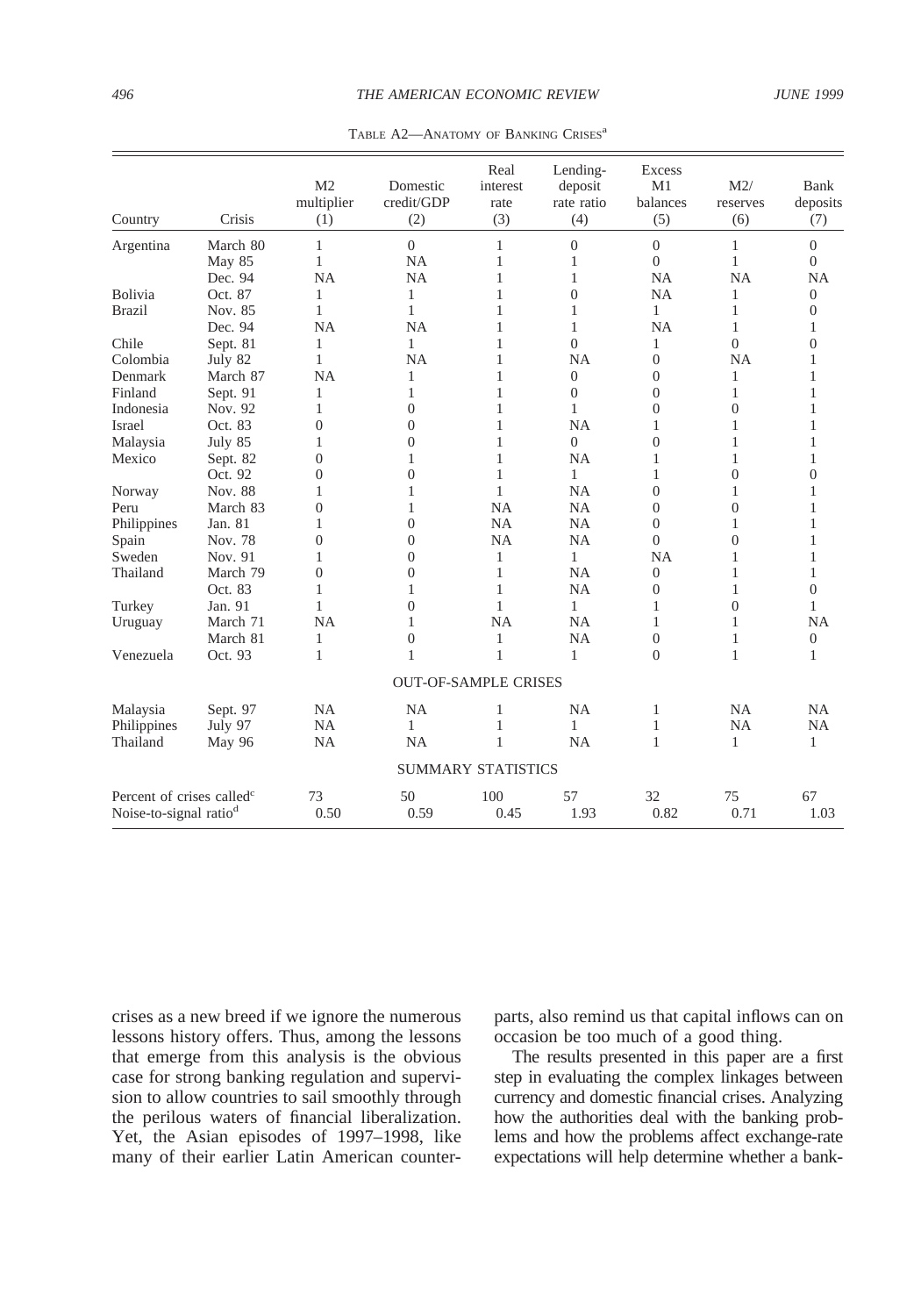TABLE A2—ANATOMY OF BANKING CRISES[a]

| Country | Crisis | M2 multiplier (1) | Domestic credit/GDP (2) | Real interest rate (3) | Lending-deposit rate ratio (4) | Excess M1 balances (5) | M2/ reserves (6) | Bank deposits (7) |
|---|---|---|---|---|---|---|---|---|
| Argentina | March 80 | 1 | 0 | 1 | 0 | 0 | 1 | 0 |
| | May 85 | 1 | NA | 1 | 1 | 0 | 1 | 0 |
| | Dec. 94 | NA | NA | 1 | 1 | NA | NA | NA |
| Bolivia | Oct. 87 | 1 | 1 | 1 | 0 | NA | 1 | 0 |
| Brazil | Nov. 85 | 1 | 1 | 1 | 1 | 1 | 1 | 0 |
| | Dec. 94 | NA | NA | 1 | 1 | NA | 1 | 1 |
| Chile | Sept. 81 | 1 | 1 | 1 | 0 | 1 | 0 | 0 |
| Colombia | July 82 | 1 | NA | 1 | NA | 0 | NA | 1 |
| Denmark | March 87 | NA | 1 | 1 | 0 | 0 | 1 | 1 |
| Finland | Sept. 91 | 1 | 1 | 1 | 0 | 0 | 1 | 1 |
| Indonesia | Nov. 92 | 1 | 0 | 1 | 1 | 0 | 0 | 1 |
| Israel | Oct. 83 | 0 | 0 | 1 | NA | 1 | 1 | 1 |
| Malaysia | July 85 | 1 | 0 | 1 | 0 | 0 | 1 | 1 |
| Mexico | Sept. 82 | 0 | 1 | 1 | NA | 1 | 1 | 1 |
| | Oct. 92 | 0 | 0 | 1 | 1 | 1 | 0 | 0 |
| Norway | Nov. 88 | 1 | 1 | 1 | NA | 0 | 1 | 1 |
| Peru | March 83 | 0 | 1 | NA | NA | 0 | 0 | 1 |
| Philippines | Jan. 81 | 1 | 0 | NA | NA | 0 | 1 | 1 |
| Spain | Nov. 78 | 0 | 0 | NA | NA | 0 | 0 | 1 |
| Sweden | Nov. 91 | 1 | 0 | 1 | 1 | NA | 1 | 1 |
| Thailand | March 79 | 0 | 0 | 1 | NA | 0 | 1 | 1 |
| | Oct. 83 | 1 | 1 | 1 | NA | 0 | 1 | 0 |
| Turkey | Jan. 91 | 1 | 0 | 1 | 1 | 1 | 0 | 1 |
| Uruguay | March 71 | NA | 1 | NA | NA | 1 | 1 | NA |
| | March 81 | 1 | 0 | 1 | NA | 0 | 1 | 0 |
| Venezuela | Oct. 93 | 1 | 1 | 1 | 1 | 0 | 1 | 1 |
| | | | | OUT-OF-SAMPLE CRISES | | | | |
| Malaysia | Sept. 97 | NA | NA | 1 | NA | 1 | NA | NA |
| Philippines | July 97 | NA | 1 | 1 | 1 | 1 | NA | NA |
| Thailand | May 96 | NA | NA | 1 | NA | 1 | 1 | 1 |
| | | | | SUMMARY STATISTICS | | | | |
| Percent of crises called[c] | | 73 | 50 | 100 | 57 | 32 | 75 | 67 |
| Noise-to-signal ratio[d] | | 0.50 | 0.59 | 0.45 | 1.93 | 0.82 | 0.71 | 1.03 |

crises as a new breed if we ignore the numerous lessons history offers. Thus, among the lessons that emerge from this analysis is the obvious case for strong banking regulation and supervision to allow countries to sail smoothly through the perilous waters of financial liberalization. Yet, the Asian episodes of 1997–1998, like many of their earlier Latin American counterparts, also remind us that capital inflows can on occasion be too much of a good thing.

The results presented in this paper are a first step in evaluating the complex linkages between currency and domestic financial crises. Analyzing how the authorities deal with the banking problems and how the problems affect exchange-rate expectations will help determine whether a bank-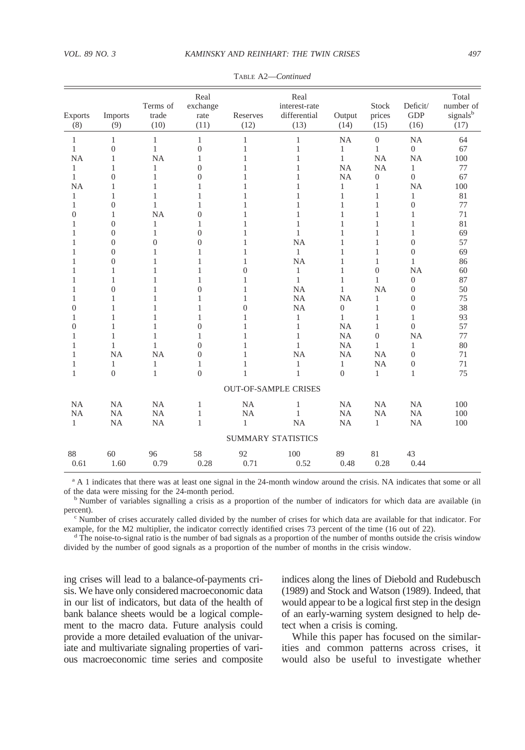TABLE A2—*Continued*

| Exports (8) | Imports (9) | Terms of trade (10) | Real exchange rate (11) | Reserves (12) | Real interest-rate differential (13) | Output (14) | Stock prices (15) | Deficit/GDP (16) | Total number of signals[b] (17) |
|---|---|---|---|---|---|---|---|---|---|
| 1 | 1 | 1 | 1 | 1 | 1 | NA | 0 | NA | 64 |
| 1 | 0 | 1 | 0 | 1 | 1 | 1 | 1 | 0 | 67 |
| NA | 1 | NA | 1 | 1 | 1 | 1 | NA | NA | 100 |
| 1 | 1 | 1 | 0 | 1 | 1 | NA | NA | 1 | 77 |
| 1 | 0 | 1 | 0 | 1 | 1 | NA | 0 | 0 | 67 |
| NA | 1 | 1 | 1 | 1 | 1 | 1 | 1 | NA | 100 |
| 1 | 1 | 1 | 1 | 1 | 1 | 1 | 1 | 1 | 81 |
| 1 | 0 | 1 | 1 | 1 | 1 | 1 | 1 | 0 | 77 |
| 0 | 1 | NA | 0 | 1 | 1 | 1 | 1 | 1 | 71 |
| 1 | 0 | 1 | 1 | 1 | 1 | 1 | 1 | 1 | 81 |
| 1 | 0 | 1 | 0 | 1 | 1 | 1 | 1 | 1 | 69 |
| 1 | 0 | 0 | 0 | 1 | NA | 1 | 1 | 0 | 57 |
| 1 | 0 | 1 | 1 | 1 | 1 | 1 | 1 | 0 | 69 |
| 1 | 0 | 1 | 1 | 1 | NA | 1 | 1 | 1 | 86 |
| 1 | 1 | 1 | 1 | 0 | 1 | 1 | 0 | NA | 60 |
| 1 | 1 | 1 | 1 | 1 | 1 | 1 | 1 | 0 | 87 |
| 1 | 0 | 1 | 0 | 1 | NA | 1 | NA | 0 | 50 |
| 1 | 1 | 1 | 1 | 1 | NA | NA | 1 | 0 | 75 |
| 0 | 1 | 1 | 1 | 0 | NA | 0 | 1 | 0 | 38 |
| 1 | 1 | 1 | 1 | 1 | 1 | 1 | 1 | 1 | 93 |
| 0 | 1 | 1 | 0 | 1 | 1 | NA | 1 | 0 | 57 |
| 1 | 1 | 1 | 1 | 1 | 1 | NA | 0 | NA | 77 |
| 1 | 1 | 1 | 0 | 1 | 1 | NA | 1 | 1 | 80 |
| 1 | NA | NA | 0 | 1 | NA | NA | NA | 0 | 71 |
| 1 | 1 | 1 | 1 | 1 | 1 | 1 | NA | 0 | 71 |
| 1 | 0 | 1 | 0 | 1 | 1 | 0 | 1 | 1 | 75 |
| | | | | OUT-OF-SAMPLE CRISES | | | | | |
| NA | NA | NA | 1 | NA | 1 | NA | NA | NA | 100 |
| NA | NA | NA | 1 | NA | 1 | NA | NA | NA | 100 |
| 1 | NA | NA | 1 | 1 | NA | NA | 1 | NA | 100 |
| | | | | SUMMARY STATISTICS | | | | | |
| 88 | 60 | 96 | 58 | 92 | 100 | 89 | 81 | 43 | |
| 0.61 | 1.60 | 0.79 | 0.28 | 0.71 | 0.52 | 0.48 | 0.28 | 0.44 | |

[a] A 1 indicates that there was at least one signal in the 24-month window around the crisis. NA indicates that some or all of the data were missing for the 24-month period.

[b] Number of variables signalling a crisis as a proportion of the number of indicators for which data are available (in percent).

[c] Number of crises accurately called divided by the number of crises for which data are available for that indicator. For example, for the M2 multiplier, the indicator correctly identified crises 73 percent of the time (16 out of 22).

[d] The noise-to-signal ratio is the number of bad signals as a proportion of the number of months outside the crisis window divided by the number of good signals as a proportion of the number of months in the crisis window.

ing crises will lead to a balance-of-payments crisis. We have only considered macroeconomic data in our list of indicators, but data of the health of bank balance sheets would be a logical complement to the macro data. Future analysis could provide a more detailed evaluation of the univariate and multivariate signaling properties of various macroeconomic time series and composite indices along the lines of Diebold and Rudebusch (1989) and Stock and Watson (1989). Indeed, that would appear to be a logical first step in the design of an early-warning system designed to help detect when a crisis is coming.

While this paper has focused on the similarities and common patterns across crises, it would also be useful to investigate whether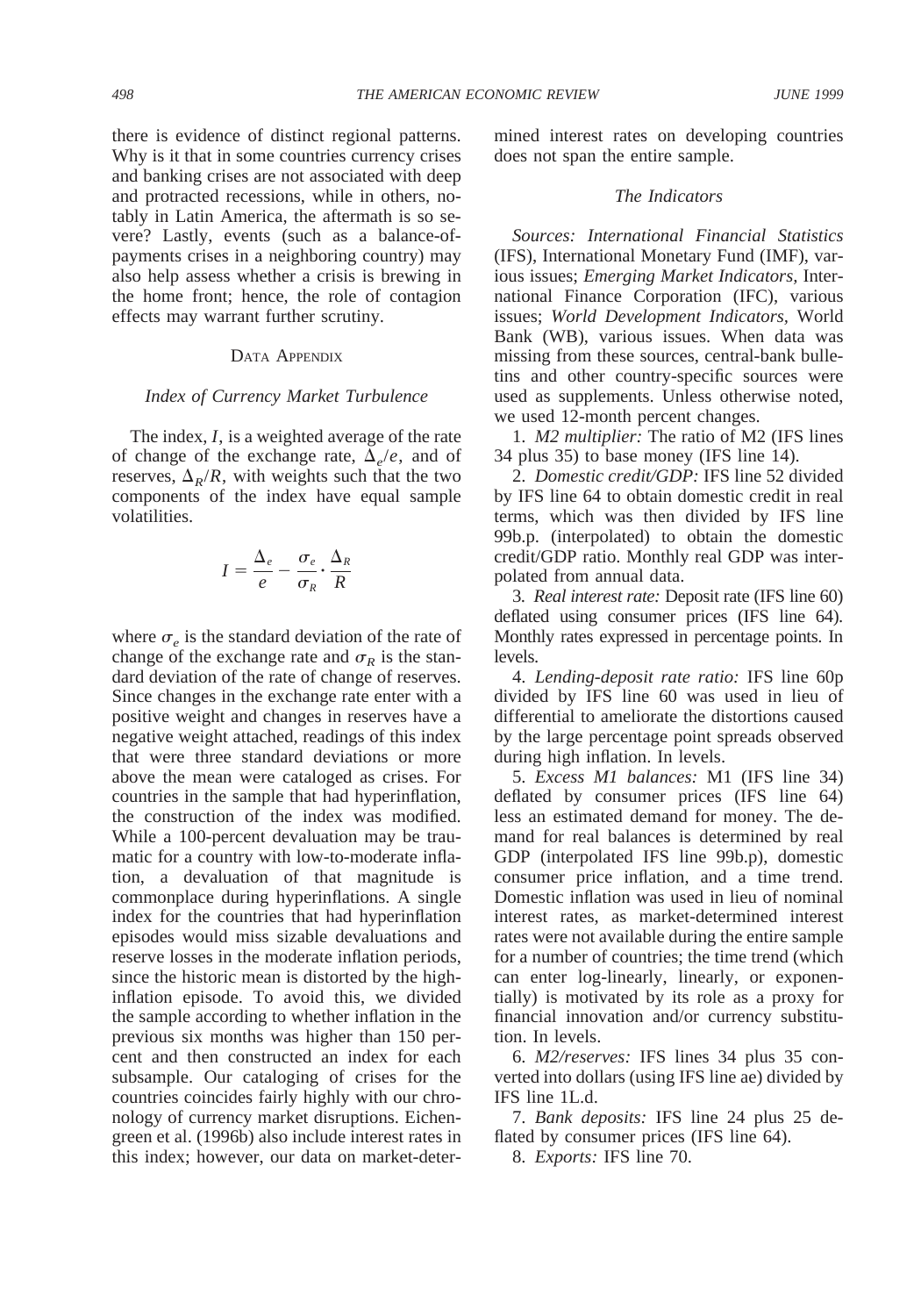there is evidence of distinct regional patterns. Why is it that in some countries currency crises and banking crises are not associated with deep and protracted recessions, while in others, notably in Latin America, the aftermath is so severe? Lastly, events (such as a balance-of-payments crises in a neighboring country) may also help assess whether a crisis is brewing in the home front; hence, the role of contagion effects may warrant further scrutiny.

## DATA APPENDIX

### *Index of Currency Market Turbulence*

The index, $I$, is a weighted average of the rate of change of the exchange rate, $\Delta_e/e$, and of reserves, $\Delta_R/R$, with weights such that the two components of the index have equal sample volatilities.

$$I = \frac{\Delta_e}{e} - \frac{\sigma_e}{\sigma_R} \cdot \frac{\Delta_R}{R}$$

where $\sigma_e$ is the standard deviation of the rate of change of the exchange rate and $\sigma_R$ is the standard deviation of the rate of change of reserves. Since changes in the exchange rate enter with a positive weight and changes in reserves have a negative weight attached, readings of this index that were three standard deviations or more above the mean were cataloged as crises. For countries in the sample that had hyperinflation, the construction of the index was modified. While a 100-percent devaluation may be traumatic for a country with low-to-moderate inflation, a devaluation of that magnitude is commonplace during hyperinflations. A single index for the countries that had hyperinflation episodes would miss sizable devaluations and reserve losses in the moderate inflation periods, since the historic mean is distorted by the high-inflation episode. To avoid this, we divided the sample according to whether inflation in the previous six months was higher than 150 percent and then constructed an index for each subsample. Our cataloging of crises for the countries coincides fairly highly with our chronology of currency market disruptions. Eichengreen et al. (1996b) also include interest rates in this index; however, our data on market-determined interest rates on developing countries does not span the entire sample.

### *The Indicators*

*Sources: International Financial Statistics* (IFS), International Monetary Fund (IMF), various issues; *Emerging Market Indicators,* International Finance Corporation (IFC), various issues; *World Development Indicators,* World Bank (WB), various issues. When data was missing from these sources, central-bank bulletins and other country-specific sources were used as supplements. Unless otherwise noted, we used 12-month percent changes.

1. *M2 multiplier:* The ratio of M2 (IFS lines 34 plus 35) to base money (IFS line 14).

2. *Domestic credit/GDP:* IFS line 52 divided by IFS line 64 to obtain domestic credit in real terms, which was then divided by IFS line 99b.p. (interpolated) to obtain the domestic credit/GDP ratio. Monthly real GDP was interpolated from annual data.

3. *Real interest rate:* Deposit rate (IFS line 60) deflated using consumer prices (IFS line 64). Monthly rates expressed in percentage points. In levels.

4. *Lending-deposit rate ratio:* IFS line 60p divided by IFS line 60 was used in lieu of differential to ameliorate the distortions caused by the large percentage point spreads observed during high inflation. In levels.

5. *Excess M1 balances:* M1 (IFS line 34) deflated by consumer prices (IFS line 64) less an estimated demand for money. The demand for real balances is determined by real GDP (interpolated IFS line 99b.p), domestic consumer price inflation, and a time trend. Domestic inflation was used in lieu of nominal interest rates, as market-determined interest rates were not available during the entire sample for a number of countries; the time trend (which can enter log-linearly, linearly, or exponentially) is motivated by its role as a proxy for financial innovation and/or currency substitution. In levels.

6. *M2/reserves:* IFS lines 34 plus 35 converted into dollars (using IFS line ae) divided by IFS line 1L.d.

7. *Bank deposits:* IFS line 24 plus 25 deflated by consumer prices (IFS line 64).

8. *Exports:* IFS line 70.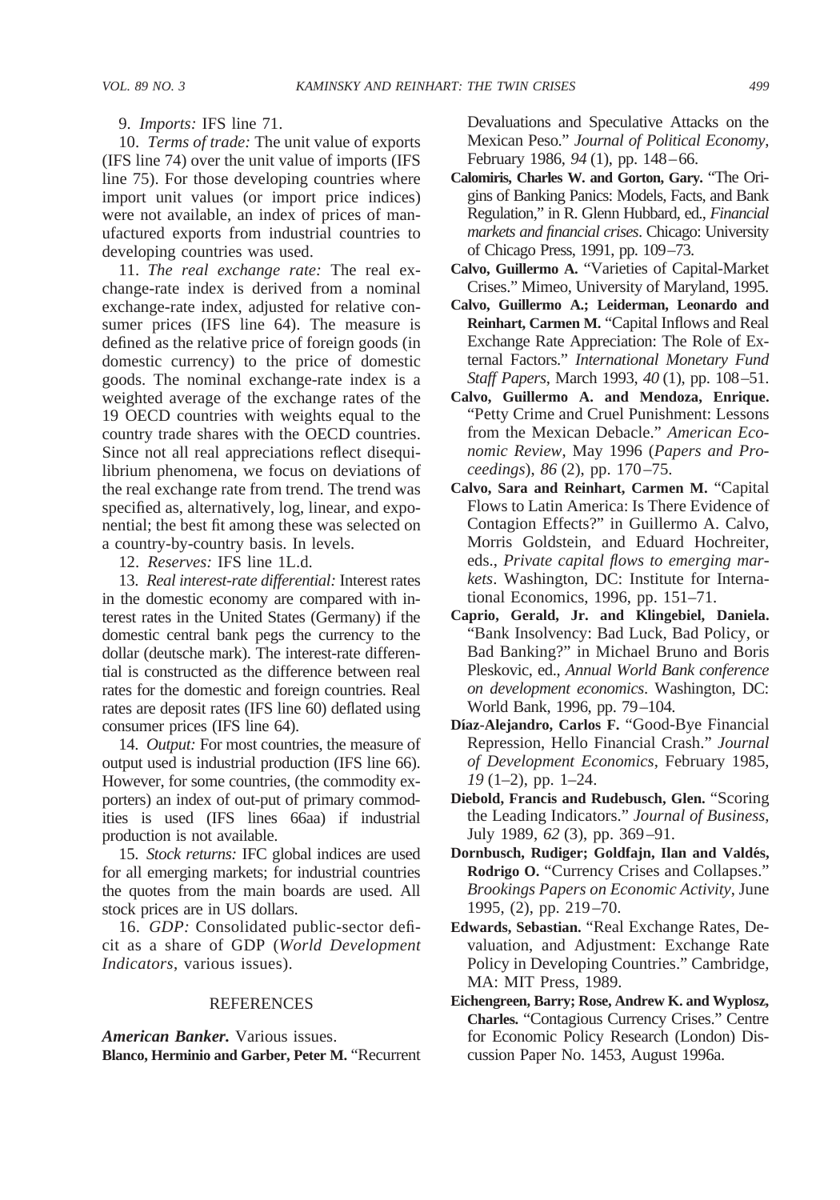9. *Imports:* IFS line 71.

10. *Terms of trade:* The unit value of exports (IFS line 74) over the unit value of imports (IFS line 75). For those developing countries where import unit values (or import price indices) were not available, an index of prices of manufactured exports from industrial countries to developing countries was used.

11. *The real exchange rate:* The real exchange-rate index is derived from a nominal exchange-rate index, adjusted for relative consumer prices (IFS line 64). The measure is defined as the relative price of foreign goods (in domestic currency) to the price of domestic goods. The nominal exchange-rate index is a weighted average of the exchange rates of the 19 OECD countries with weights equal to the country trade shares with the OECD countries. Since not all real appreciations reflect disequilibrium phenomena, we focus on deviations of the real exchange rate from trend. The trend was specified as, alternatively, log, linear, and exponential; the best fit among these was selected on a country-by-country basis. In levels.

12. *Reserves:* IFS line 1L.d.

13. *Real interest-rate differential:* Interest rates in the domestic economy are compared with interest rates in the United States (Germany) if the domestic central bank pegs the currency to the dollar (deutsche mark). The interest-rate differential is constructed as the difference between real rates for the domestic and foreign countries. Real rates are deposit rates (IFS line 60) deflated using consumer prices (IFS line 64).

14. *Output:* For most countries, the measure of output used is industrial production (IFS line 66). However, for some countries, (the commodity exporters) an index of out-put of primary commodities is used (IFS lines 66aa) if industrial production is not available.

15. *Stock returns:* IFC global indices are used for all emerging markets; for industrial countries the quotes from the main boards are used. All stock prices are in US dollars.

16. *GDP:* Consolidated public-sector deficit as a share of GDP (*World Development Indicators*, various issues).

## REFERENCES

***American Banker.*** Various issues.

**Blanco, Herminio and Garber, Peter M.** "Recurrent Devaluations and Speculative Attacks on the Mexican Peso." *Journal of Political Economy*, February 1986, *94* (1), pp. 148–66.

**Calomiris, Charles W. and Gorton, Gary.** "The Origins of Banking Panics: Models, Facts, and Bank Regulation," in R. Glenn Hubbard, ed., *Financial markets and financial crises*. Chicago: University of Chicago Press, 1991, pp. 109–73.

**Calvo, Guillermo A.** "Varieties of Capital-Market Crises." Mimeo, University of Maryland, 1995.

**Calvo, Guillermo A.; Leiderman, Leonardo and Reinhart, Carmen M.** "Capital Inflows and Real Exchange Rate Appreciation: The Role of External Factors." *International Monetary Fund Staff Papers*, March 1993, *40* (1), pp. 108–51.

**Calvo, Guillermo A. and Mendoza, Enrique.** "Petty Crime and Cruel Punishment: Lessons from the Mexican Debacle." *American Economic Review*, May 1996 (*Papers and Proceedings*), *86* (2), pp. 170–75.

**Calvo, Sara and Reinhart, Carmen M.** "Capital Flows to Latin America: Is There Evidence of Contagion Effects?" in Guillermo A. Calvo, Morris Goldstein, and Eduard Hochreiter, eds., *Private capital flows to emerging markets*. Washington, DC: Institute for International Economics, 1996, pp. 151–71.

**Caprio, Gerald, Jr. and Klingebiel, Daniela.** "Bank Insolvency: Bad Luck, Bad Policy, or Bad Banking?" in Michael Bruno and Boris Pleskovic, ed., *Annual World Bank conference on development economics*. Washington, DC: World Bank, 1996, pp. 79–104.

**Díaz-Alejandro, Carlos F.** "Good-Bye Financial Repression, Hello Financial Crash." *Journal of Development Economics*, February 1985, *19* (1–2), pp. 1–24.

**Diebold, Francis and Rudebusch, Glen.** "Scoring the Leading Indicators." *Journal of Business*, July 1989, *62* (3), pp. 369–91.

**Dornbusch, Rudiger; Goldfajn, Ilan and Valdés, Rodrigo O.** "Currency Crises and Collapses." *Brookings Papers on Economic Activity*, June 1995, (2), pp. 219–70.

**Edwards, Sebastian.** "Real Exchange Rates, Devaluation, and Adjustment: Exchange Rate Policy in Developing Countries." Cambridge, MA: MIT Press, 1989.

**Eichengreen, Barry; Rose, Andrew K. and Wyplosz, Charles.** "Contagious Currency Crises." Centre for Economic Policy Research (London) Discussion Paper No. 1453, August 1996a.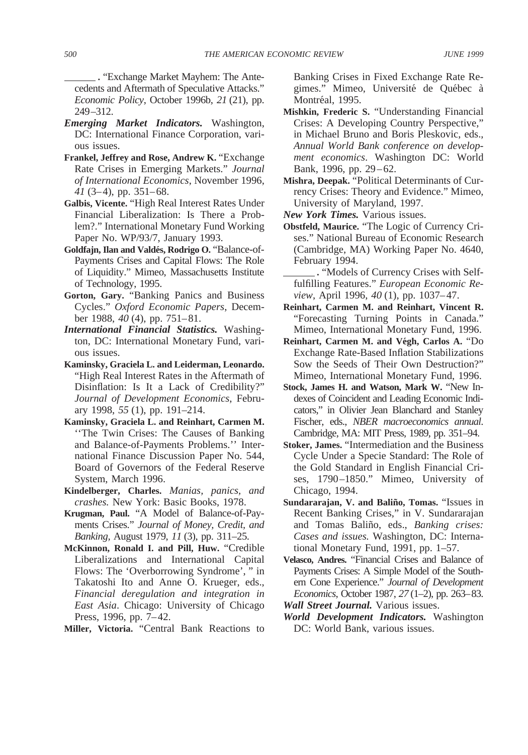———. "Exchange Market Mayhem: The Antecedents and Aftermath of Speculative Attacks." *Economic Policy*, October 1996b, *21* (21), pp. 249–312.

***Emerging Market Indicators.*** Washington, DC: International Finance Corporation, various issues.

**Frankel, Jeffrey and Rose, Andrew K.** "Exchange Rate Crises in Emerging Markets." *Journal of International Economics*, November 1996, *41* (3–4), pp. 351–68.

**Galbis, Vicente.** "High Real Interest Rates Under Financial Liberalization: Is There a Problem?." International Monetary Fund Working Paper No. WP/93/7, January 1993.

**Goldfajn, Ilan and Valdés, Rodrigo O.** "Balance-of-Payments Crises and Capital Flows: The Role of Liquidity." Mimeo, Massachusetts Institute of Technology, 1995.

**Gorton, Gary.** "Banking Panics and Business Cycles." *Oxford Economic Papers*, December 1988, *40* (4), pp. 751–81.

***International Financial Statistics.*** Washington, DC: International Monetary Fund, various issues.

**Kaminsky, Graciela L. and Leiderman, Leonardo.** "High Real Interest Rates in the Aftermath of Disinflation: Is It a Lack of Credibility?" *Journal of Development Economics*, February 1998, *55* (1), pp. 191–214.

**Kaminsky, Graciela L. and Reinhart, Carmen M.** ''The Twin Crises: The Causes of Banking and Balance-of-Payments Problems.'' International Finance Discussion Paper No. 544, Board of Governors of the Federal Reserve System, March 1996.

**Kindelberger, Charles.** *Manias, panics, and crashes.* New York: Basic Books, 1978.

**Krugman, Paul.** "A Model of Balance-of-Payments Crises." *Journal of Money, Credit, and Banking*, August 1979, *11* (3), pp. 311–25.

**McKinnon, Ronald I. and Pill, Huw.** "Credible Liberalizations and International Capital Flows: The 'Overborrowing Syndrome'," in Takatoshi Ito and Anne O. Krueger, eds., *Financial deregulation and integration in East Asia*. Chicago: University of Chicago Press, 1996, pp. 7–42.

**Miller, Victoria.** "Central Bank Reactions to Banking Crises in Fixed Exchange Rate Regimes." Mimeo, Université de Québec à Montréal, 1995.

**Mishkin, Frederic S.** "Understanding Financial Crises: A Developing Country Perspective," in Michael Bruno and Boris Pleskovic, eds., *Annual World Bank conference on development economics*. Washington DC: World Bank, 1996, pp. 29–62.

**Mishra, Deepak.** "Political Determinants of Currency Crises: Theory and Evidence." Mimeo, University of Maryland, 1997.

***New York Times.*** Various issues.

**Obstfeld, Maurice.** "The Logic of Currency Crises." National Bureau of Economic Research (Cambridge, MA) Working Paper No. 4640, February 1994.

———. "Models of Currency Crises with Self-fulfilling Features." *European Economic Review*, April 1996, *40* (1), pp. 1037–47.

**Reinhart, Carmen M. and Reinhart, Vincent R.** "Forecasting Turning Points in Canada." Mimeo, International Monetary Fund, 1996.

**Reinhart, Carmen M. and Végh, Carlos A.** "Do Exchange Rate-Based Inflation Stabilizations Sow the Seeds of Their Own Destruction?" Mimeo, International Monetary Fund, 1996.

**Stock, James H. and Watson, Mark W.** "New Indexes of Coincident and Leading Economic Indicators," in Olivier Jean Blanchard and Stanley Fischer, eds., *NBER macroeconomics annual*. Cambridge, MA: MIT Press, 1989, pp. 351–94.

**Stoker, James.** "Intermediation and the Business Cycle Under a Specie Standard: The Role of the Gold Standard in English Financial Crises, 1790–1850." Mimeo, University of Chicago, 1994.

**Sundararajan, V. and Baliño, Tomas.** "Issues in Recent Banking Crises," in V. Sundararajan and Tomas Baliño, eds., *Banking crises: Cases and issues*. Washington, DC: International Monetary Fund, 1991, pp. 1–57.

**Velasco, Andres.** "Financial Crises and Balance of Payments Crises: A Simple Model of the Southern Cone Experience." *Journal of Development Economics*, October 1987, *27* (1–2), pp. 263–83.

***Wall Street Journal.*** Various issues.

***World Development Indicators.*** Washington DC: World Bank, various issues.